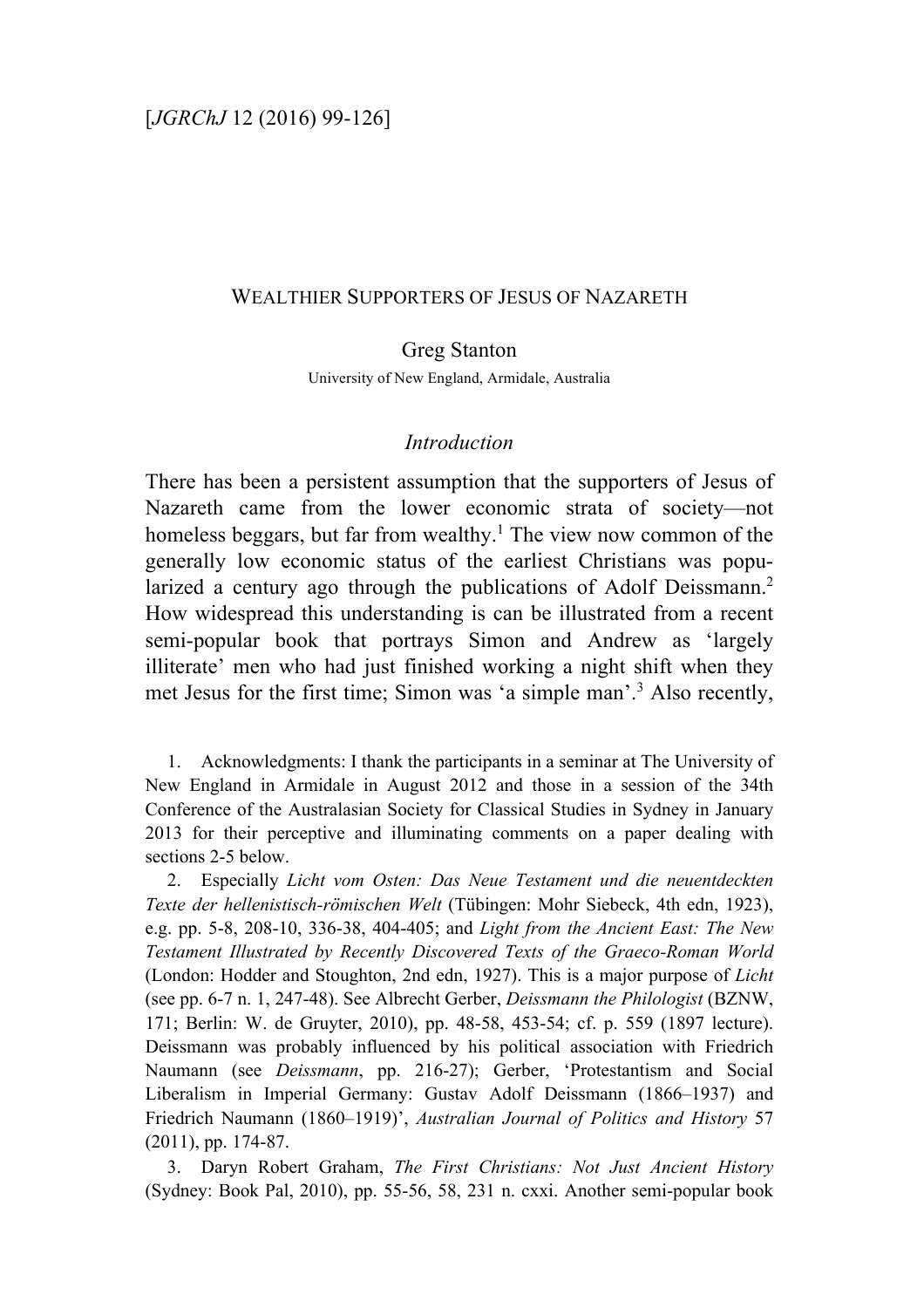# WEALTHIER SUPPORTERS OF JESUS OF NAZARETH

Greg Stanton

University of New England, Armidale, Australia

## *Introduction*

There has been a persistent assumption that the supporters of Jesus of Nazareth came from the lower economic strata of society—not homeless beggars, but far from wealthy.[1] The view now common of the generally low economic status of the earliest Christians was popularized a century ago through the publications of Adolf Deissmann.[2] How widespread this understanding is can be illustrated from a recent semi-popular book that portrays Simon and Andrew as 'largely illiterate' men who had just finished working a night shift when they met Jesus for the first time; Simon was 'a simple man'.[3] Also recently,

1. Acknowledgments: I thank the participants in a seminar at The University of New England in Armidale in August 2012 and those in a session of the 34th Conference of the Australasian Society for Classical Studies in Sydney in January 2013 for their perceptive and illuminating comments on a paper dealing with sections 2-5 below.

2. Especially *Licht vom Osten: Das Neue Testament und die neuentdeckten Texte der hellenistisch-römischen Welt* (Tübingen: Mohr Siebeck, 4th edn, 1923), e.g. pp. 5-8, 208-10, 336-38, 404-405; and *Light from the Ancient East: The New Testament Illustrated by Recently Discovered Texts of the Graeco-Roman World* (London: Hodder and Stoughton, 2nd edn, 1927). This is a major purpose of *Licht* (see pp. 6-7 n. 1, 247-48). See Albrecht Gerber, *Deissmann the Philologist* (BZNW, 171; Berlin: W. de Gruyter, 2010), pp. 48-58, 453-54; cf. p. 559 (1897 lecture). Deissmann was probably influenced by his political association with Friedrich Naumann (see *Deissmann*, pp. 216-27); Gerber, 'Protestantism and Social Liberalism in Imperial Germany: Gustav Adolf Deissmann (1866–1937) and Friedrich Naumann (1860–1919)', *Australian Journal of Politics and History* 57 (2011), pp. 174-87.

3. Daryn Robert Graham, *The First Christians: Not Just Ancient History* (Sydney: Book Pal, 2010), pp. 55-56, 58, 231 n. cxxi. Another semi-popular book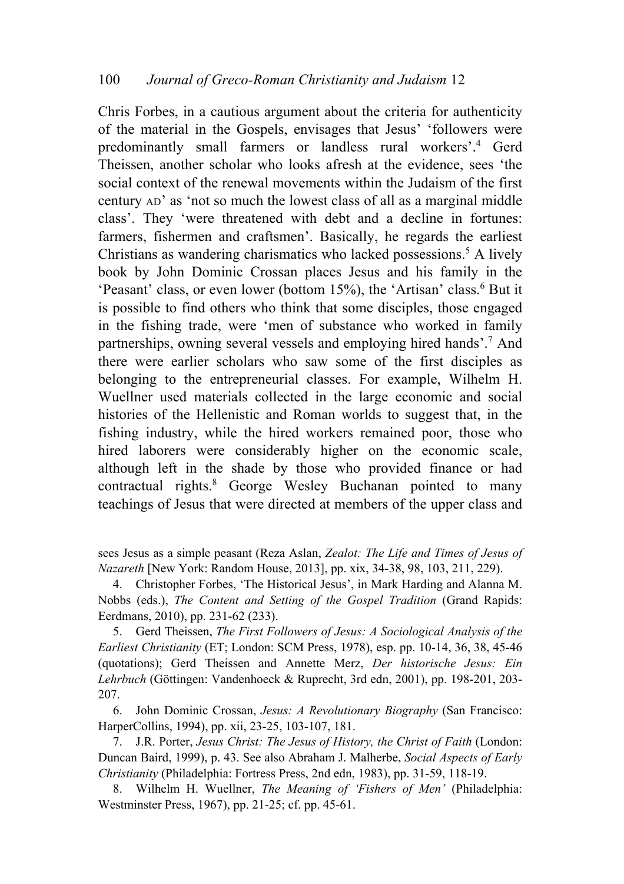Chris Forbes, in a cautious argument about the criteria for authenticity of the material in the Gospels, envisages that Jesus' 'followers were predominantly small farmers or landless rural workers'.[4] Gerd Theissen, another scholar who looks afresh at the evidence, sees 'the social context of the renewal movements within the Judaism of the first century AD' as 'not so much the lowest class of all as a marginal middle class'. They 'were threatened with debt and a decline in fortunes: farmers, fishermen and craftsmen'. Basically, he regards the earliest Christians as wandering charismatics who lacked possessions.[5] A lively book by John Dominic Crossan places Jesus and his family in the 'Peasant' class, or even lower (bottom 15%), the 'Artisan' class.[6] But it is possible to find others who think that some disciples, those engaged in the fishing trade, were 'men of substance who worked in family partnerships, owning several vessels and employing hired hands'.[7] And there were earlier scholars who saw some of the first disciples as belonging to the entrepreneurial classes. For example, Wilhelm H. Wuellner used materials collected in the large economic and social histories of the Hellenistic and Roman worlds to suggest that, in the fishing industry, while the hired workers remained poor, those who hired laborers were considerably higher on the economic scale, although left in the shade by those who provided finance or had contractual rights.[8] George Wesley Buchanan pointed to many teachings of Jesus that were directed at members of the upper class and

---

sees Jesus as a simple peasant (Reza Aslan, *Zealot: The Life and Times of Jesus of Nazareth* [New York: Random House, 2013], pp. xix, 34-38, 98, 103, 211, 229).

4. Christopher Forbes, 'The Historical Jesus', in Mark Harding and Alanna M. Nobbs (eds.), *The Content and Setting of the Gospel Tradition* (Grand Rapids: Eerdmans, 2010), pp. 231-62 (233).

5. Gerd Theissen, *The First Followers of Jesus: A Sociological Analysis of the Earliest Christianity* (ET; London: SCM Press, 1978), esp. pp. 10-14, 36, 38, 45-46 (quotations); Gerd Theissen and Annette Merz, *Der historische Jesus: Ein Lehrbuch* (Göttingen: Vandenhoeck & Ruprecht, 3rd edn, 2001), pp. 198-201, 203-207.

6. John Dominic Crossan, *Jesus: A Revolutionary Biography* (San Francisco: HarperCollins, 1994), pp. xii, 23-25, 103-107, 181.

7. J.R. Porter, *Jesus Christ: The Jesus of History, the Christ of Faith* (London: Duncan Baird, 1999), p. 43. See also Abraham J. Malherbe, *Social Aspects of Early Christianity* (Philadelphia: Fortress Press, 2nd edn, 1983), pp. 31-59, 118-19.

8. Wilhelm H. Wuellner, *The Meaning of 'Fishers of Men'* (Philadelphia: Westminster Press, 1967), pp. 21-25; cf. pp. 45-61.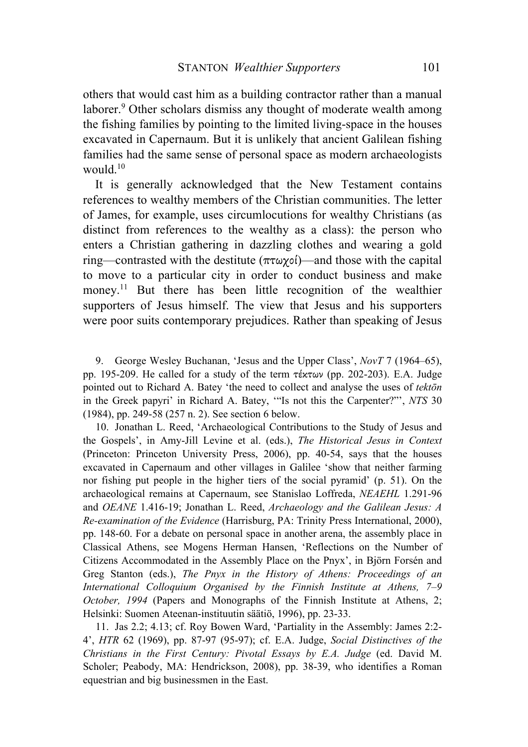others that would cast him as a building contractor rather than a manual laborer.[9] Other scholars dismiss any thought of moderate wealth among the fishing families by pointing to the limited living-space in the houses excavated in Capernaum. But it is unlikely that ancient Galilean fishing families had the same sense of personal space as modern archaeologists would.[10]

It is generally acknowledged that the New Testament contains references to wealthy members of the Christian communities. The letter of James, for example, uses circumlocutions for wealthy Christians (as distinct from references to the wealthy as a class): the person who enters a Christian gathering in dazzling clothes and wearing a gold ring—contrasted with the destitute (πτωχοί)—and those with the capital to move to a particular city in order to conduct business and make money.[11] But there has been little recognition of the wealthier supporters of Jesus himself. The view that Jesus and his supporters were poor suits contemporary prejudices. Rather than speaking of Jesus

9. George Wesley Buchanan, 'Jesus and the Upper Class', *NovT* 7 (1964–65), pp. 195-209. He called for a study of the term τέκτων (pp. 202-203). E.A. Judge pointed out to Richard A. Batey 'the need to collect and analyse the uses of *tektōn* in the Greek papyri' in Richard A. Batey, '"Is not this the Carpenter?"', *NTS* 30 (1984), pp. 249-58 (257 n. 2). See section 6 below.

10. Jonathan L. Reed, 'Archaeological Contributions to the Study of Jesus and the Gospels', in Amy-Jill Levine et al. (eds.), *The Historical Jesus in Context* (Princeton: Princeton University Press, 2006), pp. 40-54, says that the houses excavated in Capernaum and other villages in Galilee 'show that neither farming nor fishing put people in the higher tiers of the social pyramid' (p. 51). On the archaeological remains at Capernaum, see Stanislao Loffreda, *NEAEHL* 1.291-96 and *OEANE* 1.416-19; Jonathan L. Reed, *Archaeology and the Galilean Jesus: A Re-examination of the Evidence* (Harrisburg, PA: Trinity Press International, 2000), pp. 148-60. For a debate on personal space in another arena, the assembly place in Classical Athens, see Mogens Herman Hansen, 'Reflections on the Number of Citizens Accommodated in the Assembly Place on the Pnyx', in Björn Forsén and Greg Stanton (eds.), *The Pnyx in the History of Athens: Proceedings of an International Colloquium Organised by the Finnish Institute at Athens, 7–9 October, 1994* (Papers and Monographs of the Finnish Institute at Athens, 2; Helsinki: Suomen Ateenan-instituutin säätiö, 1996), pp. 23-33.

11. Jas 2.2; 4.13; cf. Roy Bowen Ward, 'Partiality in the Assembly: James 2:2-4', *HTR* 62 (1969), pp. 87-97 (95-97); cf. E.A. Judge, *Social Distinctives of the Christians in the First Century: Pivotal Essays by E.A. Judge* (ed. David M. Scholer; Peabody, MA: Hendrickson, 2008), pp. 38-39, who identifies a Roman equestrian and big businessmen in the East.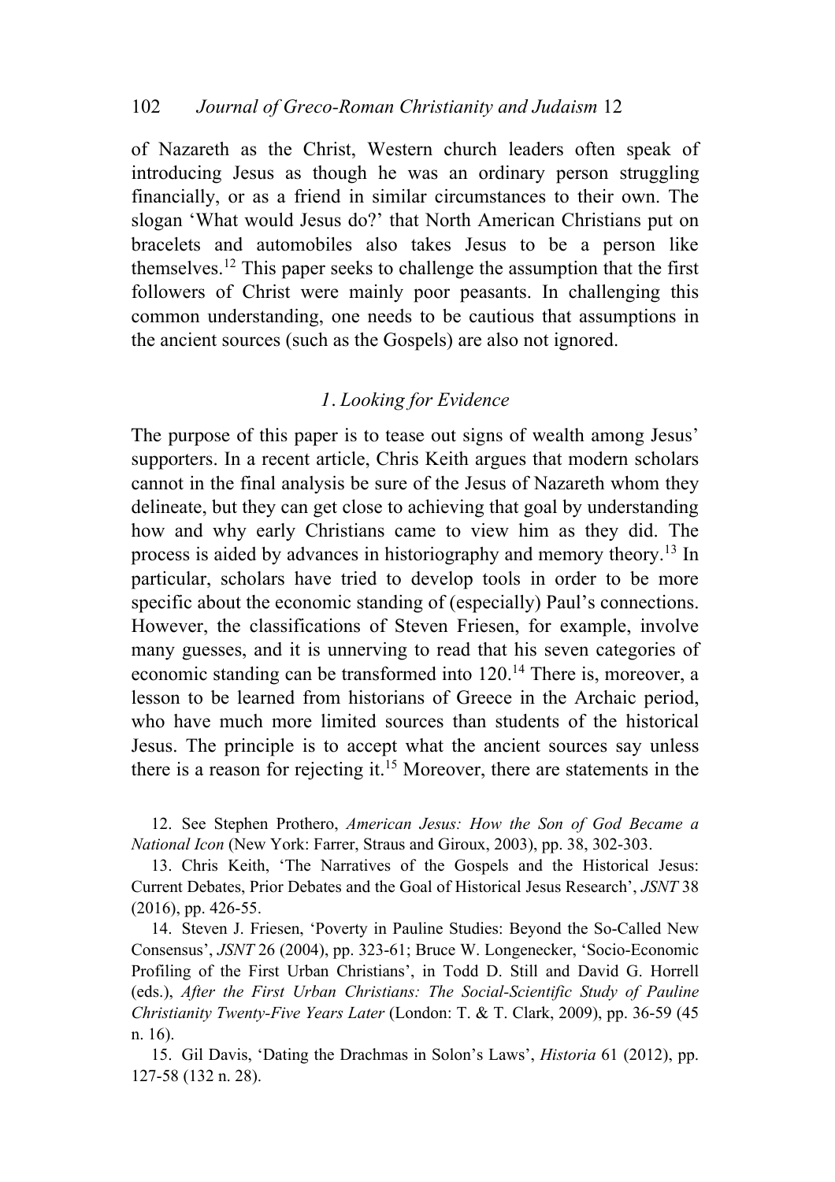of Nazareth as the Christ, Western church leaders often speak of introducing Jesus as though he was an ordinary person struggling financially, or as a friend in similar circumstances to their own. The slogan 'What would Jesus do?' that North American Christians put on bracelets and automobiles also takes Jesus to be a person like themselves.[12] This paper seeks to challenge the assumption that the first followers of Christ were mainly poor peasants. In challenging this common understanding, one needs to be cautious that assumptions in the ancient sources (such as the Gospels) are also not ignored.

## *1. Looking for Evidence*

The purpose of this paper is to tease out signs of wealth among Jesus' supporters. In a recent article, Chris Keith argues that modern scholars cannot in the final analysis be sure of the Jesus of Nazareth whom they delineate, but they can get close to achieving that goal by understanding how and why early Christians came to view him as they did. The process is aided by advances in historiography and memory theory.[13] In particular, scholars have tried to develop tools in order to be more specific about the economic standing of (especially) Paul's connections. However, the classifications of Steven Friesen, for example, involve many guesses, and it is unnerving to read that his seven categories of economic standing can be transformed into 120.[14] There is, moreover, a lesson to be learned from historians of Greece in the Archaic period, who have much more limited sources than students of the historical Jesus. The principle is to accept what the ancient sources say unless there is a reason for rejecting it.[15] Moreover, there are statements in the

12. See Stephen Prothero, *American Jesus: How the Son of God Became a National Icon* (New York: Farrer, Straus and Giroux, 2003), pp. 38, 302-303.

13. Chris Keith, 'The Narratives of the Gospels and the Historical Jesus: Current Debates, Prior Debates and the Goal of Historical Jesus Research', *JSNT* 38 (2016), pp. 426-55.

14. Steven J. Friesen, 'Poverty in Pauline Studies: Beyond the So-Called New Consensus', *JSNT* 26 (2004), pp. 323-61; Bruce W. Longenecker, 'Socio-Economic Profiling of the First Urban Christians', in Todd D. Still and David G. Horrell (eds.), *After the First Urban Christians: The Social-Scientific Study of Pauline Christianity Twenty-Five Years Later* (London: T. & T. Clark, 2009), pp. 36-59 (45 n. 16).

15. Gil Davis, 'Dating the Drachmas in Solon's Laws', *Historia* 61 (2012), pp. 127-58 (132 n. 28).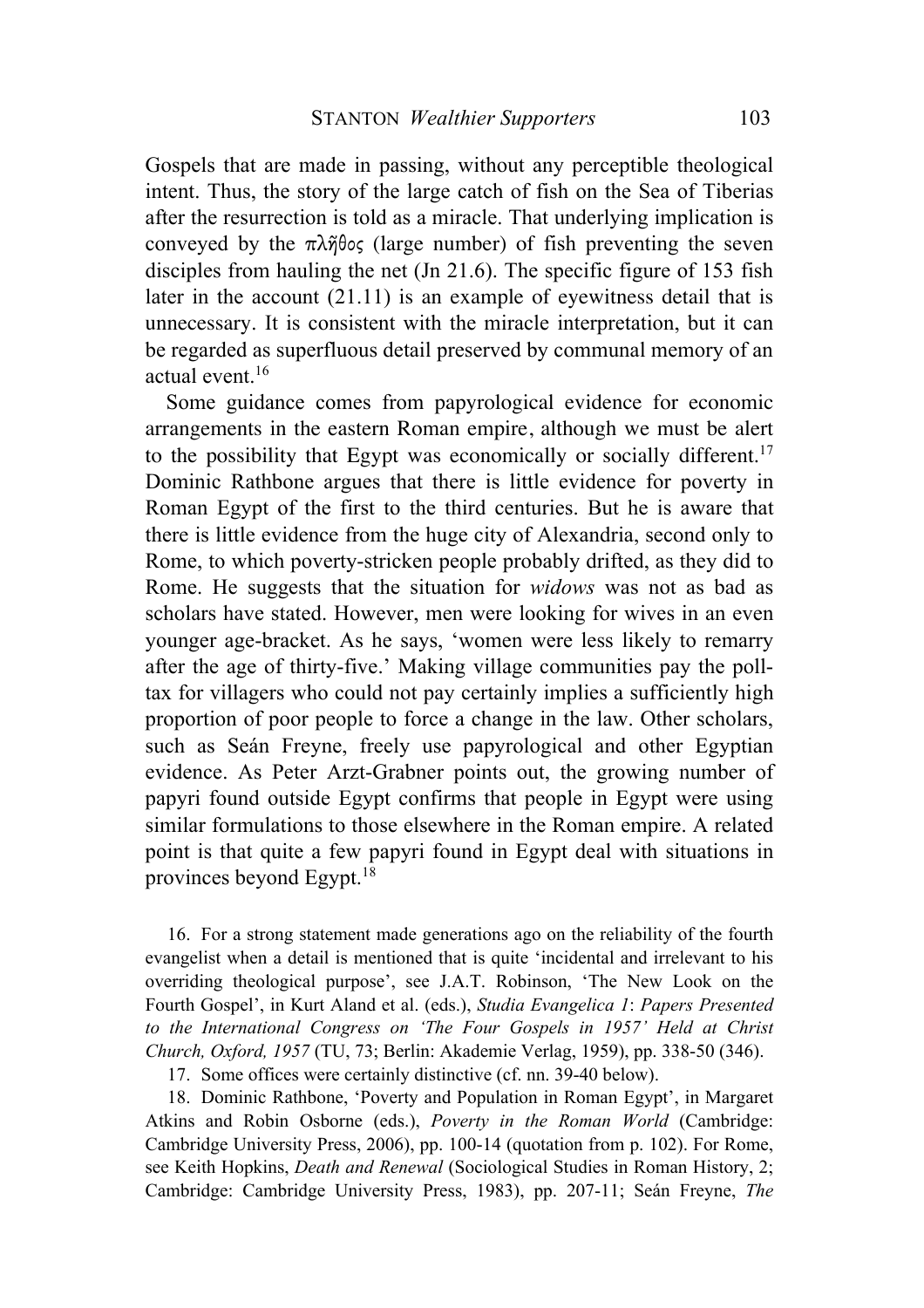Gospels that are made in passing, without any perceptible theological intent. Thus, the story of the large catch of fish on the Sea of Tiberias after the resurrection is told as a miracle. That underlying implication is conveyed by the πλῆθος (large number) of fish preventing the seven disciples from hauling the net (Jn 21.6). The specific figure of 153 fish later in the account (21.11) is an example of eyewitness detail that is unnecessary. It is consistent with the miracle interpretation, but it can be regarded as superfluous detail preserved by communal memory of an actual event.[16]

Some guidance comes from papyrological evidence for economic arrangements in the eastern Roman empire, although we must be alert to the possibility that Egypt was economically or socially different.[17] Dominic Rathbone argues that there is little evidence for poverty in Roman Egypt of the first to the third centuries. But he is aware that there is little evidence from the huge city of Alexandria, second only to Rome, to which poverty-stricken people probably drifted, as they did to Rome. He suggests that the situation for *widows* was not as bad as scholars have stated. However, men were looking for wives in an even younger age-bracket. As he says, 'women were less likely to remarry after the age of thirty-five.' Making village communities pay the poll-tax for villagers who could not pay certainly implies a sufficiently high proportion of poor people to force a change in the law. Other scholars, such as Seán Freyne, freely use papyrological and other Egyptian evidence. As Peter Arzt-Grabner points out, the growing number of papyri found outside Egypt confirms that people in Egypt were using similar formulations to those elsewhere in the Roman empire. A related point is that quite a few papyri found in Egypt deal with situations in provinces beyond Egypt.[18]

16. For a strong statement made generations ago on the reliability of the fourth evangelist when a detail is mentioned that is quite 'incidental and irrelevant to his overriding theological purpose', see J.A.T. Robinson, 'The New Look on the Fourth Gospel', in Kurt Aland et al. (eds.), *Studia Evangelica 1*: *Papers Presented to the International Congress on 'The Four Gospels in 1957' Held at Christ Church, Oxford, 1957* (TU, 73; Berlin: Akademie Verlag, 1959), pp. 338-50 (346).

17. Some offices were certainly distinctive (cf. nn. 39-40 below).

18. Dominic Rathbone, 'Poverty and Population in Roman Egypt', in Margaret Atkins and Robin Osborne (eds.), *Poverty in the Roman World* (Cambridge: Cambridge University Press, 2006), pp. 100-14 (quotation from p. 102). For Rome, see Keith Hopkins, *Death and Renewal* (Sociological Studies in Roman History, 2; Cambridge: Cambridge University Press, 1983), pp. 207-11; Seán Freyne, *The*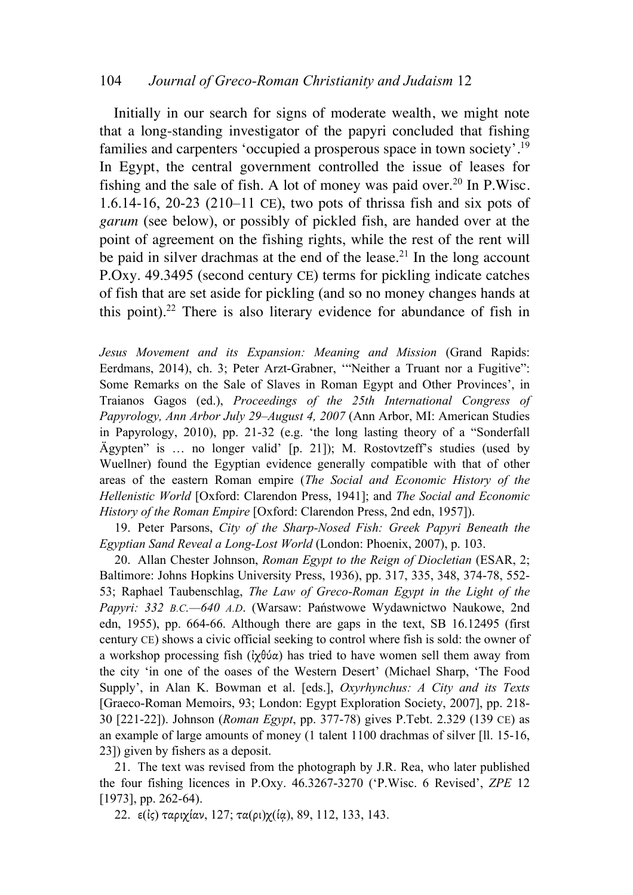Initially in our search for signs of moderate wealth, we might note that a long-standing investigator of the papyri concluded that fishing families and carpenters 'occupied a prosperous space in town society'.[19] In Egypt, the central government controlled the issue of leases for fishing and the sale of fish. A lot of money was paid over.[20] In P.Wisc. 1.6.14-16, 20-23 (210–11 CE), two pots of thrissa fish and six pots of *garum* (see below), or possibly of pickled fish, are handed over at the point of agreement on the fishing rights, while the rest of the rent will be paid in silver drachmas at the end of the lease.[21] In the long account P.Oxy. 49.3495 (second century CE) terms for pickling indicate catches of fish that are set aside for pickling (and so no money changes hands at this point).[22] There is also literary evidence for abundance of fish in

*Jesus Movement and its Expansion: Meaning and Mission* (Grand Rapids: Eerdmans, 2014), ch. 3; Peter Arzt-Grabner, '"Neither a Truant nor a Fugitive": Some Remarks on the Sale of Slaves in Roman Egypt and Other Provinces', in Traianos Gagos (ed.), *Proceedings of the 25th International Congress of Papyrology, Ann Arbor July 29–August 4, 2007* (Ann Arbor, MI: American Studies in Papyrology, 2010), pp. 21-32 (e.g. 'the long lasting theory of a "Sonderfall Ägypten" is … no longer valid' [p. 21]); M. Rostovtzeff's studies (used by Wuellner) found the Egyptian evidence generally compatible with that of other areas of the eastern Roman empire (*The Social and Economic History of the Hellenistic World* [Oxford: Clarendon Press, 1941]; and *The Social and Economic History of the Roman Empire* [Oxford: Clarendon Press, 2nd edn, 1957]).

19. Peter Parsons, *City of the Sharp-Nosed Fish: Greek Papyri Beneath the Egyptian Sand Reveal a Long-Lost World* (London: Phoenix, 2007), p. 103.

20. Allan Chester Johnson, *Roman Egypt to the Reign of Diocletian* (ESAR, 2; Baltimore: Johns Hopkins University Press, 1936), pp. 317, 335, 348, 374-78, 552-53; Raphael Taubenschlag, *The Law of Greco-Roman Egypt in the Light of the Papyri: 332 B.C.—640 A.D.* (Warsaw: Państwowe Wydawnictwo Naukowe, 2nd edn, 1955), pp. 664-66. Although there are gaps in the text, SB 16.12495 (first century CE) shows a civic official seeking to control where fish is sold: the owner of a workshop processing fish (ἰχθύα) has tried to have women sell them away from the city 'in one of the oases of the Western Desert' (Michael Sharp, 'The Food Supply', in Alan K. Bowman et al. [eds.], *Oxyrhynchus: A City and its Texts* [Graeco-Roman Memoirs, 93; London: Egypt Exploration Society, 2007], pp. 218-30 [221-22]). Johnson (*Roman Egypt*, pp. 377-78) gives P.Tebt. 2.329 (139 CE) as an example of large amounts of money (1 talent 1100 drachmas of silver [ll. 15-16, 23]) given by fishers as a deposit.

21. The text was revised from the photograph by J.R. Rea, who later published the four fishing licences in P.Oxy. 46.3267-3270 ('P.Wisc. 6 Revised', *ZPE* 12 [1973], pp. 262-64).

22. ε(ἰς) ταριχίαν, 127; τα(ρι)χ(ίᾳ), 89, 112, 133, 143.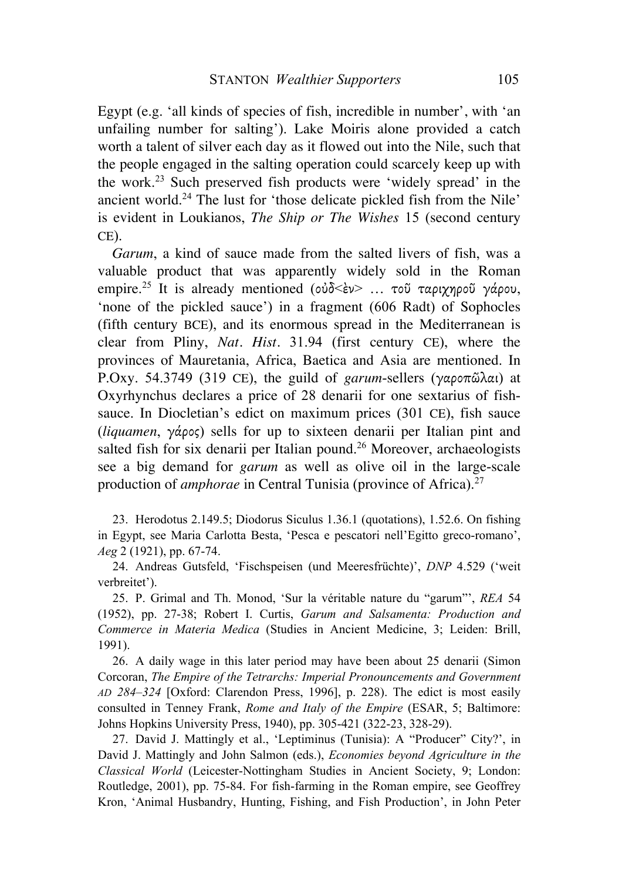Egypt (e.g. 'all kinds of species of fish, incredible in number', with 'an unfailing number for salting'). Lake Moiris alone provided a catch worth a talent of silver each day as it flowed out into the Nile, such that the people engaged in the salting operation could scarcely keep up with the work.[23] Such preserved fish products were 'widely spread' in the ancient world.[24] The lust for 'those delicate pickled fish from the Nile' is evident in Loukianos, *The Ship or The Wishes* 15 (second century CE).

*Garum*, a kind of sauce made from the salted livers of fish, was a valuable product that was apparently widely sold in the Roman empire.[25] It is already mentioned (οὐδ<ὲν> … τοῦ ταριχηροῦ γάρου, 'none of the pickled sauce') in a fragment (606 Radt) of Sophocles (fifth century BCE), and its enormous spread in the Mediterranean is clear from Pliny, *Nat. Hist*. 31.94 (first century CE), where the provinces of Mauretania, Africa, Baetica and Asia are mentioned. In P.Oxy. 54.3749 (319 CE), the guild of *garum*-sellers (γαροπῶλαι) at Oxyrhynchus declares a price of 28 denarii for one sextarius of fish-sauce. In Diocletian's edict on maximum prices (301 CE), fish sauce (*liquamen*, γάρος) sells for up to sixteen denarii per Italian pint and salted fish for six denarii per Italian pound.[26] Moreover, archaeologists see a big demand for *garum* as well as olive oil in the large-scale production of *amphorae* in Central Tunisia (province of Africa).[27]

23. Herodotus 2.149.5; Diodorus Siculus 1.36.1 (quotations), 1.52.6. On fishing in Egypt, see Maria Carlotta Besta, 'Pesca e pescatori nell'Egitto greco-romano', *Aeg* 2 (1921), pp. 67-74.

24. Andreas Gutsfeld, 'Fischspeisen (und Meeresfrüchte)', *DNP* 4.529 ('weit verbreitet').

25. P. Grimal and Th. Monod, 'Sur la véritable nature du "garum"', *REA* 54 (1952), pp. 27-38; Robert I. Curtis, *Garum and Salsamenta: Production and Commerce in Materia Medica* (Studies in Ancient Medicine, 3; Leiden: Brill, 1991).

26. A daily wage in this later period may have been about 25 denarii (Simon Corcoran, *The Empire of the Tetrarchs: Imperial Pronouncements and Government AD 284–324* [Oxford: Clarendon Press, 1996], p. 228). The edict is most easily consulted in Tenney Frank, *Rome and Italy of the Empire* (ESAR, 5; Baltimore: Johns Hopkins University Press, 1940), pp. 305-421 (322-23, 328-29).

27. David J. Mattingly et al., 'Leptiminus (Tunisia): A "Producer" City?', in David J. Mattingly and John Salmon (eds.), *Economies beyond Agriculture in the Classical World* (Leicester-Nottingham Studies in Ancient Society, 9; London: Routledge, 2001), pp. 75-84. For fish-farming in the Roman empire, see Geoffrey Kron, 'Animal Husbandry, Hunting, Fishing, and Fish Production', in John Peter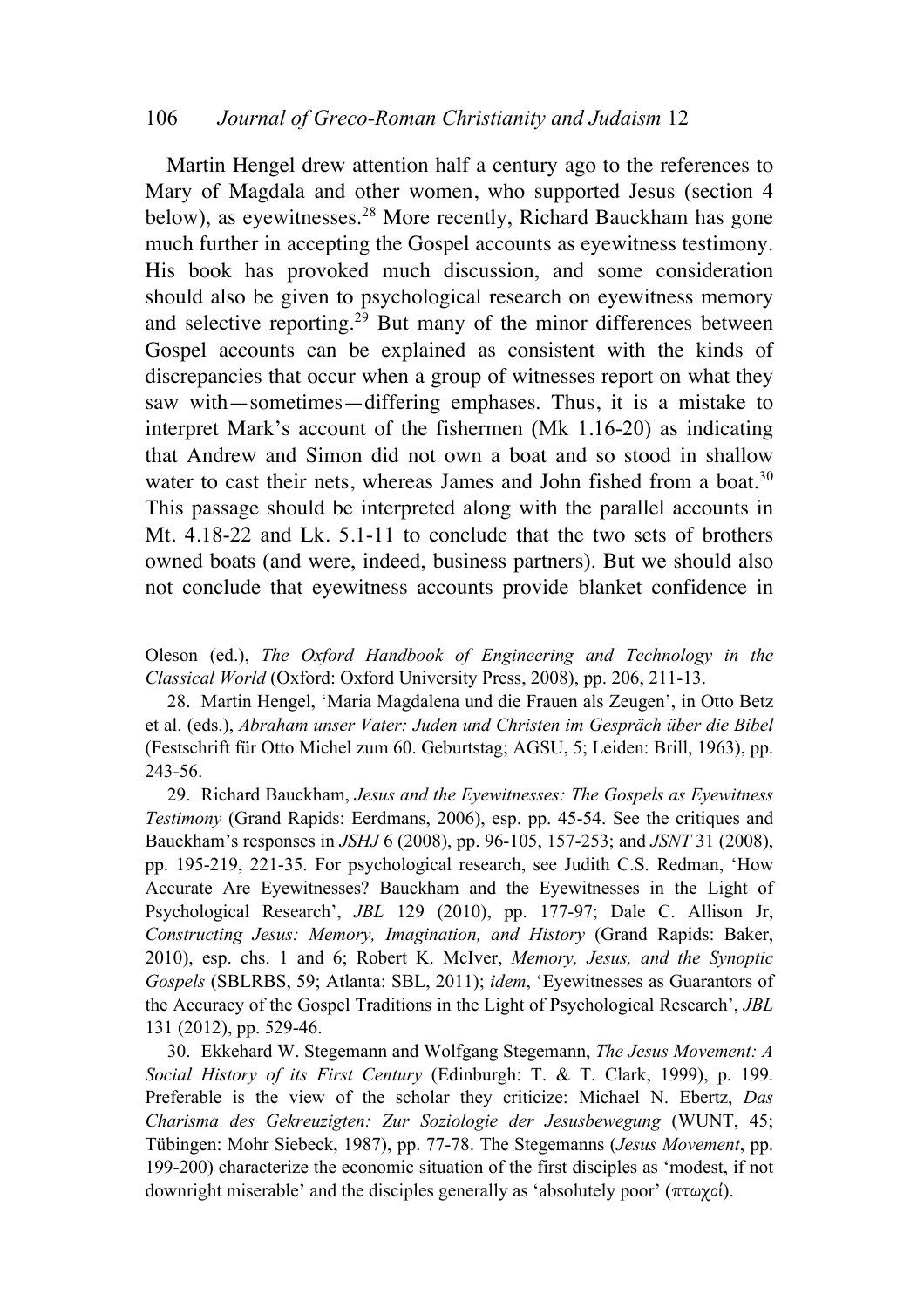Martin Hengel drew attention half a century ago to the references to Mary of Magdala and other women, who supported Jesus (section 4 below), as eyewitnesses.[28] More recently, Richard Bauckham has gone much further in accepting the Gospel accounts as eyewitness testimony. His book has provoked much discussion, and some consideration should also be given to psychological research on eyewitness memory and selective reporting.[29] But many of the minor differences between Gospel accounts can be explained as consistent with the kinds of discrepancies that occur when a group of witnesses report on what they saw with—sometimes—differing emphases. Thus, it is a mistake to interpret Mark's account of the fishermen (Mk 1.16-20) as indicating that Andrew and Simon did not own a boat and so stood in shallow water to cast their nets, whereas James and John fished from a boat.[30] This passage should be interpreted along with the parallel accounts in Mt. 4.18-22 and Lk. 5.1-11 to conclude that the two sets of brothers owned boats (and were, indeed, business partners). But we should also not conclude that eyewitness accounts provide blanket confidence in

Oleson (ed.), *The Oxford Handbook of Engineering and Technology in the Classical World* (Oxford: Oxford University Press, 2008), pp. 206, 211-13.

28. Martin Hengel, 'Maria Magdalena und die Frauen als Zeugen', in Otto Betz et al. (eds.), *Abraham unser Vater: Juden und Christen im Gespräch über die Bibel* (Festschrift für Otto Michel zum 60. Geburtstag; AGSU, 5; Leiden: Brill, 1963), pp. 243-56.

29. Richard Bauckham, *Jesus and the Eyewitnesses: The Gospels as Eyewitness Testimony* (Grand Rapids: Eerdmans, 2006), esp. pp. 45-54. See the critiques and Bauckham's responses in *JSHJ* 6 (2008), pp. 96-105, 157-253; and *JSNT* 31 (2008), pp. 195-219, 221-35. For psychological research, see Judith C.S. Redman, 'How Accurate Are Eyewitnesses? Bauckham and the Eyewitnesses in the Light of Psychological Research', *JBL* 129 (2010), pp. 177-97; Dale C. Allison Jr, *Constructing Jesus: Memory, Imagination, and History* (Grand Rapids: Baker, 2010), esp. chs. 1 and 6; Robert K. McIver, *Memory, Jesus, and the Synoptic Gospels* (SBLRBS, 59; Atlanta: SBL, 2011); *idem*, 'Eyewitnesses as Guarantors of the Accuracy of the Gospel Traditions in the Light of Psychological Research', *JBL* 131 (2012), pp. 529-46.

30. Ekkehard W. Stegemann and Wolfgang Stegemann, *The Jesus Movement: A Social History of its First Century* (Edinburgh: T. & T. Clark, 1999), p. 199. Preferable is the view of the scholar they criticize: Michael N. Ebertz, *Das Charisma des Gekreuzigten: Zur Soziologie der Jesusbewegung* (WUNT, 45; Tübingen: Mohr Siebeck, 1987), pp. 77-78. The Stegemanns (*Jesus Movement*, pp. 199-200) characterize the economic situation of the first disciples as 'modest, if not downright miserable' and the disciples generally as 'absolutely poor' (πτωχοί).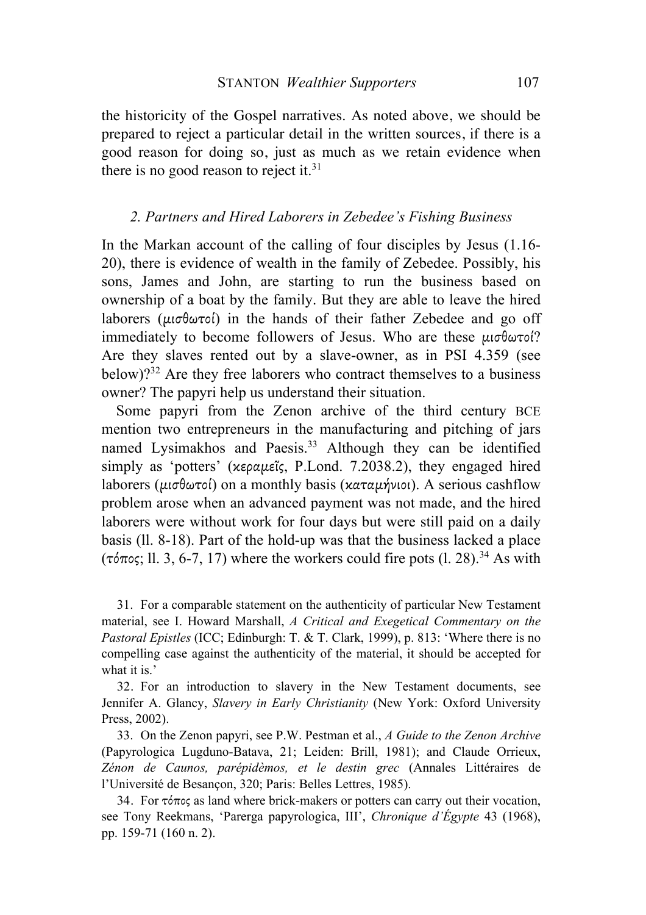the historicity of the Gospel narratives. As noted above, we should be prepared to reject a particular detail in the written sources, if there is a good reason for doing so, just as much as we retain evidence when there is no good reason to reject it.[31]

### *2. Partners and Hired Laborers in Zebedee's Fishing Business*

In the Markan account of the calling of four disciples by Jesus (1.16-20), there is evidence of wealth in the family of Zebedee. Possibly, his sons, James and John, are starting to run the business based on ownership of a boat by the family. But they are able to leave the hired laborers (μισθωτοί) in the hands of their father Zebedee and go off immediately to become followers of Jesus. Who are these μισθωτοί? Are they slaves rented out by a slave-owner, as in PSI 4.359 (see below)?[32] Are they free laborers who contract themselves to a business owner? The papyri help us understand their situation.

Some papyri from the Zenon archive of the third century BCE mention two entrepreneurs in the manufacturing and pitching of jars named Lysimakhos and Paesis.[33] Although they can be identified simply as 'potters' (κεραμεῖς, P.Lond. 7.2038.2), they engaged hired laborers (μισθωτοί) on a monthly basis (καταμήνιοι). A serious cashflow problem arose when an advanced payment was not made, and the hired laborers were without work for four days but were still paid on a daily basis (ll. 8-18). Part of the hold-up was that the business lacked a place (τόπος; ll. 3, 6-7, 17) where the workers could fire pots (l. 28).[34] As with

31. For a comparable statement on the authenticity of particular New Testament material, see I. Howard Marshall, *A Critical and Exegetical Commentary on the Pastoral Epistles* (ICC; Edinburgh: T. & T. Clark, 1999), p. 813: 'Where there is no compelling case against the authenticity of the material, it should be accepted for what it is.'

32. For an introduction to slavery in the New Testament documents, see Jennifer A. Glancy, *Slavery in Early Christianity* (New York: Oxford University Press, 2002).

33. On the Zenon papyri, see P.W. Pestman et al., *A Guide to the Zenon Archive* (Papyrologica Lugduno-Batava, 21; Leiden: Brill, 1981); and Claude Orrieux, *Zénon de Caunos, parépidèmos, et le destin grec* (Annales Littéraires de l'Université de Besançon, 320; Paris: Belles Lettres, 1985).

34. For τόπος as land where brick-makers or potters can carry out their vocation, see Tony Reekmans, 'Parerga papyrologica, III', *Chronique d'Égypte* 43 (1968), pp. 159-71 (160 n. 2).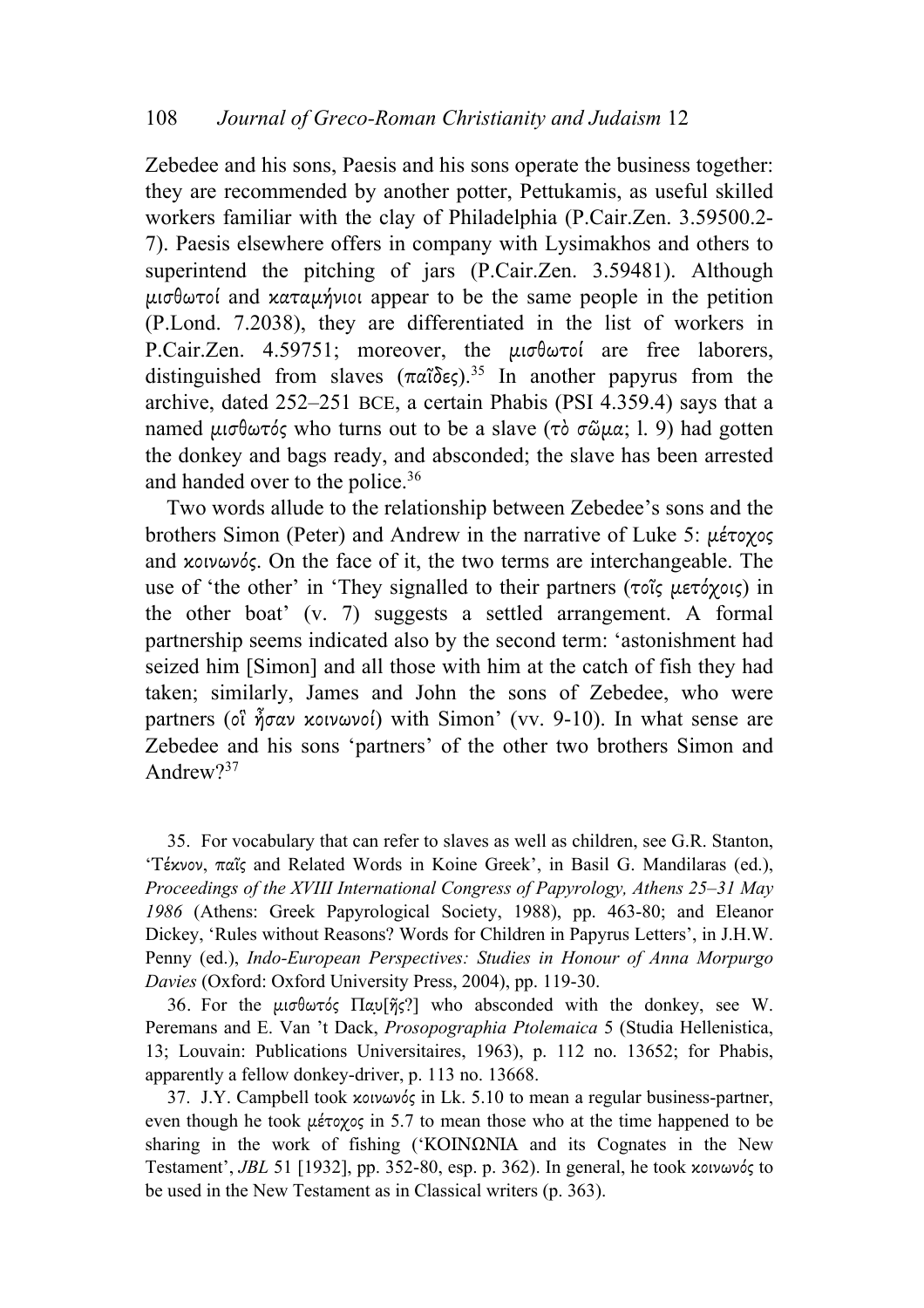Zebedee and his sons, Paesis and his sons operate the business together: they are recommended by another potter, Pettukamis, as useful skilled workers familiar with the clay of Philadelphia (P.Cair.Zen. 3.59500.2-7). Paesis elsewhere offers in company with Lysimakhos and others to superintend the pitching of jars (P.Cair.Zen. 3.59481). Although μισθωτοί and καταμήνιοι appear to be the same people in the petition (P.Lond. 7.2038), they are differentiated in the list of workers in P.Cair.Zen. 4.59751; moreover, the μισθωτοί are free laborers, distinguished from slaves (παῖδες).[35] In another papyrus from the archive, dated 252–251 BCE, a certain Phabis (PSI 4.359.4) says that a named μισθωτός who turns out to be a slave (τὸ σῶμα; l. 9) had gotten the donkey and bags ready, and absconded; the slave has been arrested and handed over to the police.[36]

Two words allude to the relationship between Zebedee's sons and the brothers Simon (Peter) and Andrew in the narrative of Luke 5: μέτοχος and κοινωνός. On the face of it, the two terms are interchangeable. The use of 'the other' in 'They signalled to their partners (τοῖς μετόχοις) in the other boat' (v. 7) suggests a settled arrangement. A formal partnership seems indicated also by the second term: 'astonishment had seized him [Simon] and all those with him at the catch of fish they had taken; similarly, James and John the sons of Zebedee, who were partners (οἳ ἦσαν κοινωνοί) with Simon' (vv. 9-10). In what sense are Zebedee and his sons 'partners' of the other two brothers Simon and Andrew?[37]

35. For vocabulary that can refer to slaves as well as children, see G.R. Stanton, 'Τέκνον, παῖς and Related Words in Koine Greek', in Basil G. Mandilaras (ed.), *Proceedings of the XVIII International Congress of Papyrology, Athens 25–31 May 1986* (Athens: Greek Papyrological Society, 1988), pp. 463-80; and Eleanor Dickey, 'Rules without Reasons? Words for Children in Papyrus Letters', in J.H.W. Penny (ed.), *Indo-European Perspectives: Studies in Honour of Anna Morpurgo Davies* (Oxford: Oxford University Press, 2004), pp. 119-30.

36. For the μισθωτός Παυ[ῆς?] who absconded with the donkey, see W. Peremans and E. Van 't Dack, *Prosopographia Ptolemaica* 5 (Studia Hellenistica, 13; Louvain: Publications Universitaires, 1963), p. 112 no. 13652; for Phabis, apparently a fellow donkey-driver, p. 113 no. 13668.

37. J.Y. Campbell took κοινωνός in Lk. 5.10 to mean a regular business-partner, even though he took μέτοχος in 5.7 to mean those who at the time happened to be sharing in the work of fishing ('ΚΟΙΝΩΝΙΑ and its Cognates in the New Testament', *JBL* 51 [1932], pp. 352-80, esp. p. 362). In general, he took κοινωνός to be used in the New Testament as in Classical writers (p. 363).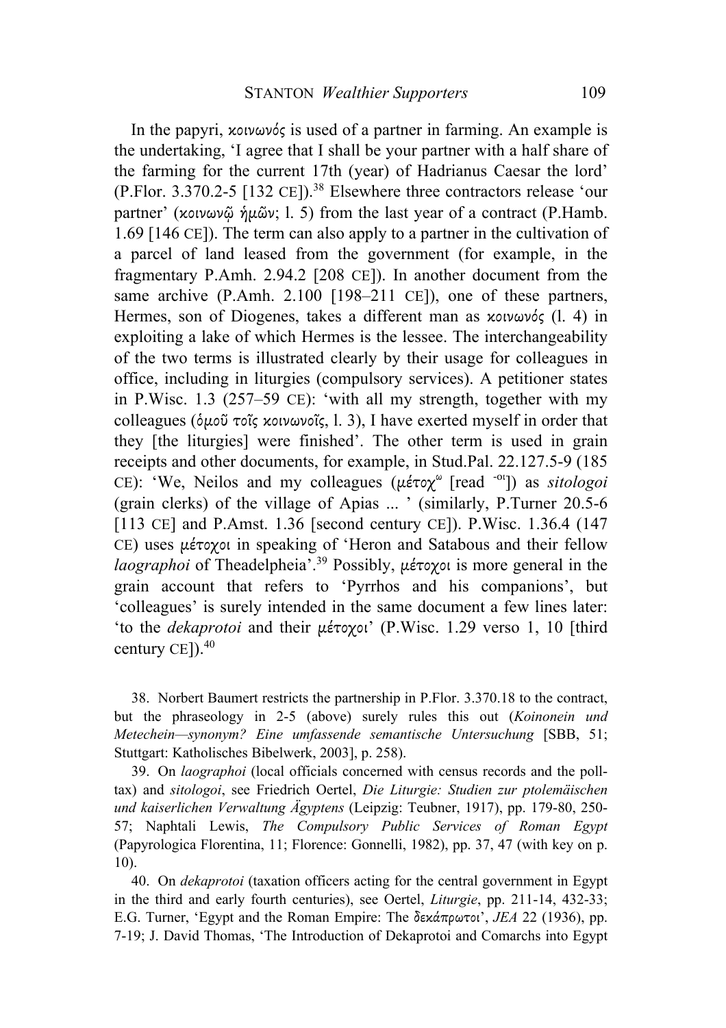In the papyri, κοινωνός is used of a partner in farming. An example is the undertaking, 'I agree that I shall be your partner with a half share of the farming for the current 17th (year) of Hadrianus Caesar the lord' (P.Flor. 3.370.2-5 [132 CE]).[38] Elsewhere three contractors release 'our partner' (κοινωνῷ ἡμῶν; l. 5) from the last year of a contract (P.Hamb. 1.69 [146 CE]). The term can also apply to a partner in the cultivation of a parcel of land leased from the government (for example, in the fragmentary P.Amh. 2.94.2 [208 CE]). In another document from the same archive (P.Amh. 2.100 [198–211 CE]), one of these partners, Hermes, son of Diogenes, takes a different man as κοινωνός (l. 4) in exploiting a lake of which Hermes is the lessee. The interchangeability of the two terms is illustrated clearly by their usage for colleagues in office, including in liturgies (compulsory services). A petitioner states in P.Wisc. 1.3 (257–59 CE): 'with all my strength, together with my colleagues (ὁμοῦ τοῖς κοινωνοῖς, l. 3), I have exerted myself in order that they [the liturgies] were finished'. The other term is used in grain receipts and other documents, for example, in Stud.Pal. 22.127.5-9 (185 CE): 'We, Neilos and my colleagues (μέτοχ^ω [read ^-οι]) as *sitologoi* (grain clerks) of the village of Apias ... ' (similarly, P.Turner 20.5-6 [113 CE] and P.Amst. 1.36 [second century CE]). P.Wisc. 1.36.4 (147 CE) uses μέτοχοι in speaking of 'Heron and Satabous and their fellow *laographoi* of Theadelpheia'.[39] Possibly, μέτοχοι is more general in the grain account that refers to 'Pyrrhos and his companions', but 'colleagues' is surely intended in the same document a few lines later: 'to the *dekaprotoi* and their μέτοχοι' (P.Wisc. 1.29 verso 1, 10 [third century CE]).[40]

38. Norbert Baumert restricts the partnership in P.Flor. 3.370.18 to the contract, but the phraseology in 2-5 (above) surely rules this out (*Koinonein und Metechein—synonym? Eine umfassende semantische Untersuchung* [SBB, 51; Stuttgart: Katholisches Bibelwerk, 2003], p. 258).

39. On *laographoi* (local officials concerned with census records and the poll-tax) and *sitologoi*, see Friedrich Oertel, *Die Liturgie: Studien zur ptolemäischen und kaiserlichen Verwaltung Ägyptens* (Leipzig: Teubner, 1917), pp. 179-80, 250-57; Naphtali Lewis, *The Compulsory Public Services of Roman Egypt* (Papyrologica Florentina, 11; Florence: Gonnelli, 1982), pp. 37, 47 (with key on p. 10).

40. On *dekaprotoi* (taxation officers acting for the central government in Egypt in the third and early fourth centuries), see Oertel, *Liturgie*, pp. 211-14, 432-33; E.G. Turner, 'Egypt and the Roman Empire: The δεκάπρωτοι', *JEA* 22 (1936), pp. 7-19; J. David Thomas, 'The Introduction of Dekaprotoi and Comarchs into Egypt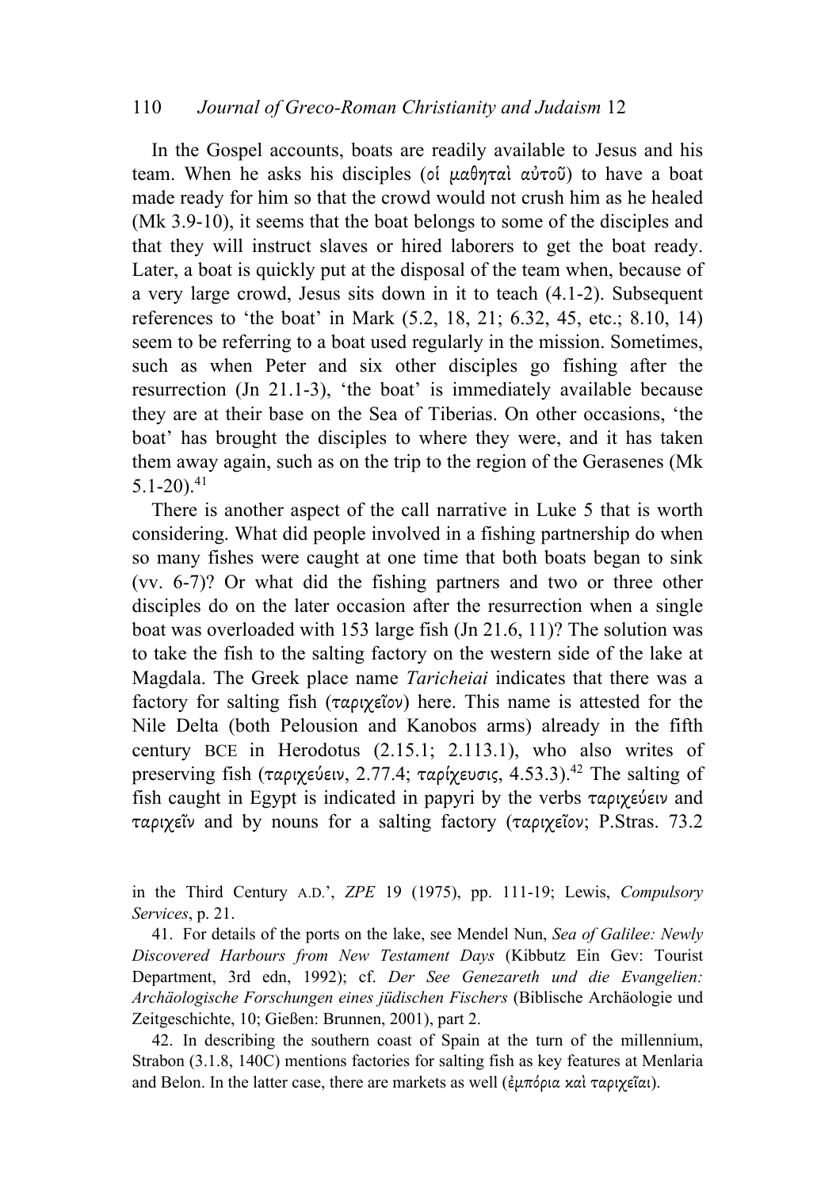In the Gospel accounts, boats are readily available to Jesus and his team. When he asks his disciples (οἱ μαθηταὶ αὐτοῦ) to have a boat made ready for him so that the crowd would not crush him as he healed (Mk 3.9-10), it seems that the boat belongs to some of the disciples and that they will instruct slaves or hired laborers to get the boat ready. Later, a boat is quickly put at the disposal of the team when, because of a very large crowd, Jesus sits down in it to teach (4.1-2). Subsequent references to 'the boat' in Mark (5.2, 18, 21; 6.32, 45, etc.; 8.10, 14) seem to be referring to a boat used regularly in the mission. Sometimes, such as when Peter and six other disciples go fishing after the resurrection (Jn 21.1-3), 'the boat' is immediately available because they are at their base on the Sea of Tiberias. On other occasions, 'the boat' has brought the disciples to where they were, and it has taken them away again, such as on the trip to the region of the Gerasenes (Mk 5.1-20).[41]

There is another aspect of the call narrative in Luke 5 that is worth considering. What did people involved in a fishing partnership do when so many fishes were caught at one time that both boats began to sink (vv. 6-7)? Or what did the fishing partners and two or three other disciples do on the later occasion after the resurrection when a single boat was overloaded with 153 large fish (Jn 21.6, 11)? The solution was to take the fish to the salting factory on the western side of the lake at Magdala. The Greek place name *Taricheiai* indicates that there was a factory for salting fish (ταριχεῖον) here. This name is attested for the Nile Delta (both Pelousion and Kanobos arms) already in the fifth century BCE in Herodotus (2.15.1; 2.113.1), who also writes of preserving fish (ταριχεύειν, 2.77.4; ταρίχευσις, 4.53.3).[42] The salting of fish caught in Egypt is indicated in papyri by the verbs ταριχεύειν and ταριχεῖν and by nouns for a salting factory (ταριχεῖον; P.Stras. 73.2

in the Third Century A.D.', *ZPE* 19 (1975), pp. 111-19; Lewis, *Compulsory Services*, p. 21.

41. For details of the ports on the lake, see Mendel Nun, *Sea of Galilee: Newly Discovered Harbours from New Testament Days* (Kibbutz Ein Gev: Tourist Department, 3rd edn, 1992); cf. *Der See Genezareth und die Evangelien: Archäologische Forschungen eines jüdischen Fischers* (Biblische Archäologie und Zeitgeschichte, 10; Gießen: Brunnen, 2001), part 2.

42. In describing the southern coast of Spain at the turn of the millennium, Strabon (3.1.8, 140C) mentions factories for salting fish as key features at Menlaria and Belon. In the latter case, there are markets as well (ἐμπόρια καὶ ταριχεῖαι).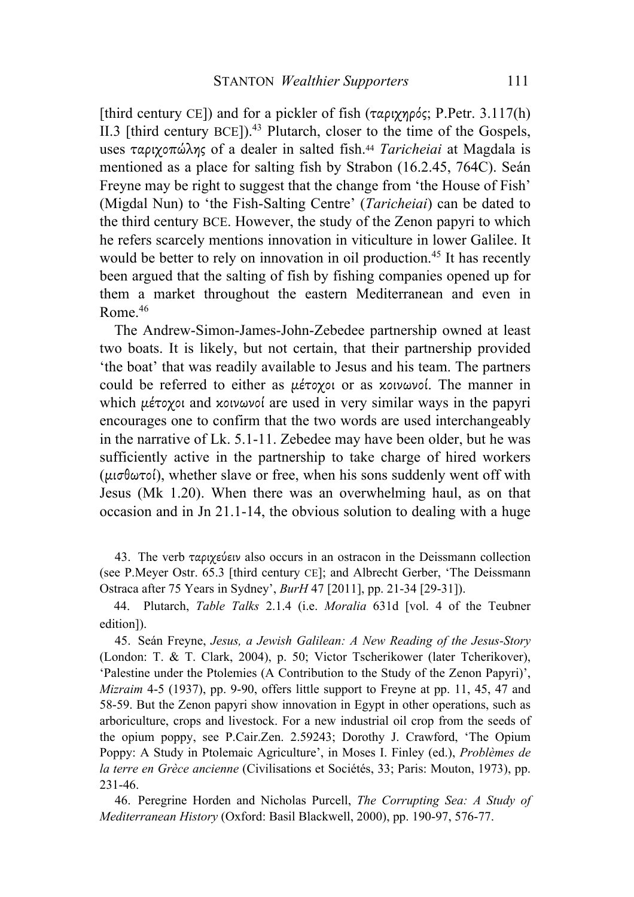[third century CE]) and for a pickler of fish (ταριχηρός; P.Petr. 3.117(h) II.3 [third century BCE]).[43] Plutarch, closer to the time of the Gospels, uses ταριχοπώλης of a dealer in salted fish.[44] *Taricheiai* at Magdala is mentioned as a place for salting fish by Strabon (16.2.45, 764C). Seán Freyne may be right to suggest that the change from 'the House of Fish' (Migdal Nun) to 'the Fish-Salting Centre' (*Taricheiai*) can be dated to the third century BCE. However, the study of the Zenon papyri to which he refers scarcely mentions innovation in viticulture in lower Galilee. It would be better to rely on innovation in oil production.[45] It has recently been argued that the salting of fish by fishing companies opened up for them a market throughout the eastern Mediterranean and even in Rome.[46]

The Andrew-Simon-James-John-Zebedee partnership owned at least two boats. It is likely, but not certain, that their partnership provided 'the boat' that was readily available to Jesus and his team. The partners could be referred to either as μέτοχοι or as κοινωνοί. The manner in which μέτοχοι and κοινωνοί are used in very similar ways in the papyri encourages one to confirm that the two words are used interchangeably in the narrative of Lk. 5.1-11. Zebedee may have been older, but he was sufficiently active in the partnership to take charge of hired workers (μισθωτοί), whether slave or free, when his sons suddenly went off with Jesus (Mk 1.20). When there was an overwhelming haul, as on that occasion and in Jn 21.1-14, the obvious solution to dealing with a huge

43. The verb ταριχεύειν also occurs in an ostracon in the Deissmann collection (see P.Meyer Ostr. 65.3 [third century CE]; and Albrecht Gerber, 'The Deissmann Ostraca after 75 Years in Sydney', *BurH* 47 [2011], pp. 21-34 [29-31]).

44. Plutarch, *Table Talks* 2.1.4 (i.e. *Moralia* 631d [vol. 4 of the Teubner edition]).

45. Seán Freyne, *Jesus, a Jewish Galilean: A New Reading of the Jesus-Story* (London: T. & T. Clark, 2004), p. 50; Victor Tscherikower (later Tcherikover), 'Palestine under the Ptolemies (A Contribution to the Study of the Zenon Papyri)', *Mizraim* 4-5 (1937), pp. 9-90, offers little support to Freyne at pp. 11, 45, 47 and 58-59. But the Zenon papyri show innovation in Egypt in other operations, such as arboriculture, crops and livestock. For a new industrial oil crop from the seeds of the opium poppy, see P.Cair.Zen. 2.59243; Dorothy J. Crawford, 'The Opium Poppy: A Study in Ptolemaic Agriculture', in Moses I. Finley (ed.), *Problèmes de la terre en Grèce ancienne* (Civilisations et Sociétés, 33; Paris: Mouton, 1973), pp. 231-46.

46. Peregrine Horden and Nicholas Purcell, *The Corrupting Sea: A Study of Mediterranean History* (Oxford: Basil Blackwell, 2000), pp. 190-97, 576-77.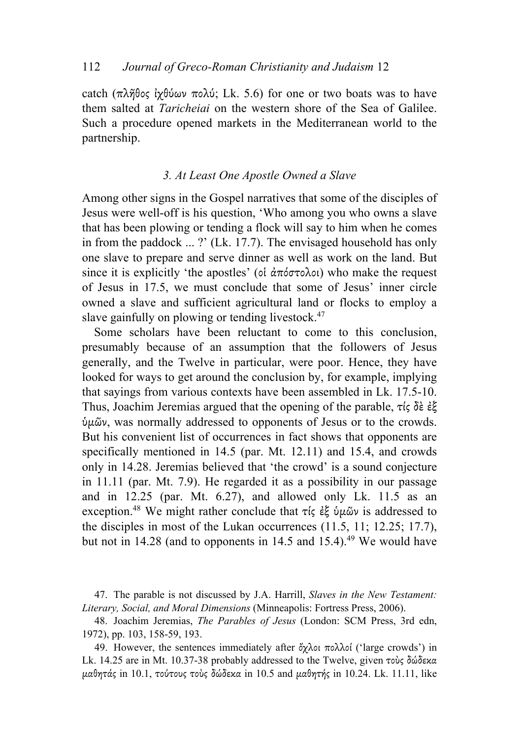catch (πλῆθος ἰχθύων πολύ; Lk. 5.6) for one or two boats was to have them salted at *Taricheiai* on the western shore of the Sea of Galilee. Such a procedure opened markets in the Mediterranean world to the partnership.

### *3. At Least One Apostle Owned a Slave*

Among other signs in the Gospel narratives that some of the disciples of Jesus were well-off is his question, 'Who among you who owns a slave that has been plowing or tending a flock will say to him when he comes in from the paddock ... ?' (Lk. 17.7). The envisaged household has only one slave to prepare and serve dinner as well as work on the land. But since it is explicitly 'the apostles' (οἱ ἀπόστολοι) who make the request of Jesus in 17.5, we must conclude that some of Jesus' inner circle owned a slave and sufficient agricultural land or flocks to employ a slave gainfully on plowing or tending livestock.[47]

Some scholars have been reluctant to come to this conclusion, presumably because of an assumption that the followers of Jesus generally, and the Twelve in particular, were poor. Hence, they have looked for ways to get around the conclusion by, for example, implying that sayings from various contexts have been assembled in Lk. 17.5-10. Thus, Joachim Jeremias argued that the opening of the parable, τίς δὲ ἐξ ὑμῶν, was normally addressed to opponents of Jesus or to the crowds. But his convenient list of occurrences in fact shows that opponents are specifically mentioned in 14.5 (par. Mt. 12.11) and 15.4, and crowds only in 14.28. Jeremias believed that 'the crowd' is a sound conjecture in 11.11 (par. Mt. 7.9). He regarded it as a possibility in our passage and in 12.25 (par. Mt. 6.27), and allowed only Lk. 11.5 as an exception.[48] We might rather conclude that τίς ἐξ ὑμῶν is addressed to the disciples in most of the Lukan occurrences (11.5, 11; 12.25; 17.7), but not in 14.28 (and to opponents in 14.5 and 15.4).[49] We would have

47. The parable is not discussed by J.A. Harrill, *Slaves in the New Testament: Literary, Social, and Moral Dimensions* (Minneapolis: Fortress Press, 2006).

48. Joachim Jeremias, *The Parables of Jesus* (London: SCM Press, 3rd edn, 1972), pp. 103, 158-59, 193.

49. However, the sentences immediately after ὄχλοι πολλοί ('large crowds') in Lk. 14.25 are in Mt. 10.37-38 probably addressed to the Twelve, given τοὺς δώδεκα μαθητάς in 10.1, τούτους τοὺς δώδεκα in 10.5 and μαθητής in 10.24. Lk. 11.11, like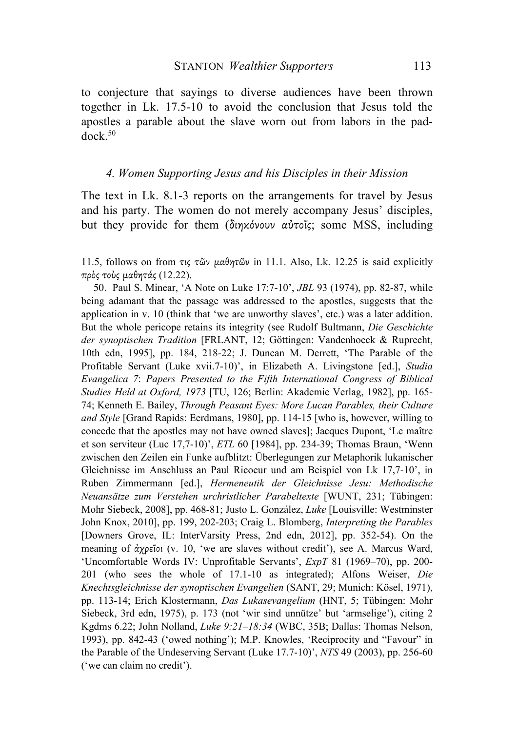to conjecture that sayings to diverse audiences have been thrown together in Lk. 17.5-10 to avoid the conclusion that Jesus told the apostles a parable about the slave worn out from labors in the paddock.[50]

### *4. Women Supporting Jesus and his Disciples in their Mission*

The text in Lk. 8.1-3 reports on the arrangements for travel by Jesus and his party. The women do not merely accompany Jesus' disciples, but they provide for them (διηκόνουν αὐτοῖς; some MSS, including

11.5, follows on from τις τῶν μαθητῶν in 11.1. Also, Lk. 12.25 is said explicitly πρὸς τοὺς μαθητάς (12.22).

50. Paul S. Minear, 'A Note on Luke 17:7-10', *JBL* 93 (1974), pp. 82-87, while being adamant that the passage was addressed to the apostles, suggests that the application in v. 10 (think that 'we are unworthy slaves', etc.) was a later addition. But the whole pericope retains its integrity (see Rudolf Bultmann, *Die Geschichte der synoptischen Tradition* [FRLANT, 12; Göttingen: Vandenhoeck & Ruprecht, 10th edn, 1995], pp. 184, 218-22; J. Duncan M. Derrett, 'The Parable of the Profitable Servant (Luke xvii.7-10)', in Elizabeth A. Livingstone [ed.], *Studia Evangelica 7*: *Papers Presented to the Fifth International Congress of Biblical Studies Held at Oxford, 1973* [TU, 126; Berlin: Akademie Verlag, 1982], pp. 165-74; Kenneth E. Bailey, *Through Peasant Eyes: More Lucan Parables, their Culture and Style* [Grand Rapids: Eerdmans, 1980], pp. 114-15 [who is, however, willing to concede that the apostles may not have owned slaves]; Jacques Dupont, 'Le maître et son serviteur (Luc 17,7-10)', *ETL* 60 [1984], pp. 234-39; Thomas Braun, 'Wenn zwischen den Zeilen ein Funke aufblitzt: Überlegungen zur Metaphorik lukanischer Gleichnisse im Anschluss an Paul Ricoeur und am Beispiel von Lk 17,7-10', in Ruben Zimmermann [ed.], *Hermeneutik der Gleichnisse Jesu: Methodische Neuansätze zum Verstehen urchristlicher Parabeltexte* [WUNT, 231; Tübingen: Mohr Siebeck, 2008], pp. 468-81; Justo L. González, *Luke* [Louisville: Westminster John Knox, 2010], pp. 199, 202-203; Craig L. Blomberg, *Interpreting the Parables* [Downers Grove, IL: InterVarsity Press, 2nd edn, 2012], pp. 352-54). On the meaning of ἀχρεῖοι (v. 10, 'we are slaves without credit'), see A. Marcus Ward, 'Uncomfortable Words IV: Unprofitable Servants', *ExpT* 81 (1969–70), pp. 200-201 (who sees the whole of 17.1-10 as integrated); Alfons Weiser, *Die Knechtsgleichnisse der synoptischen Evangelien* (SANT, 29; Munich: Kösel, 1971), pp. 113-14; Erich Klostermann, *Das Lukasevangelium* (HNT, 5; Tübingen: Mohr Siebeck, 3rd edn, 1975), p. 173 (not 'wir sind unnütze' but 'armselige'), citing 2 Kgdms 6.22; John Nolland, *Luke 9:21–18:34* (WBC, 35B; Dallas: Thomas Nelson, 1993), pp. 842-43 ('owed nothing'); M.P. Knowles, 'Reciprocity and "Favour" in the Parable of the Undeserving Servant (Luke 17.7-10)', *NTS* 49 (2003), pp. 256-60 ('we can claim no credit').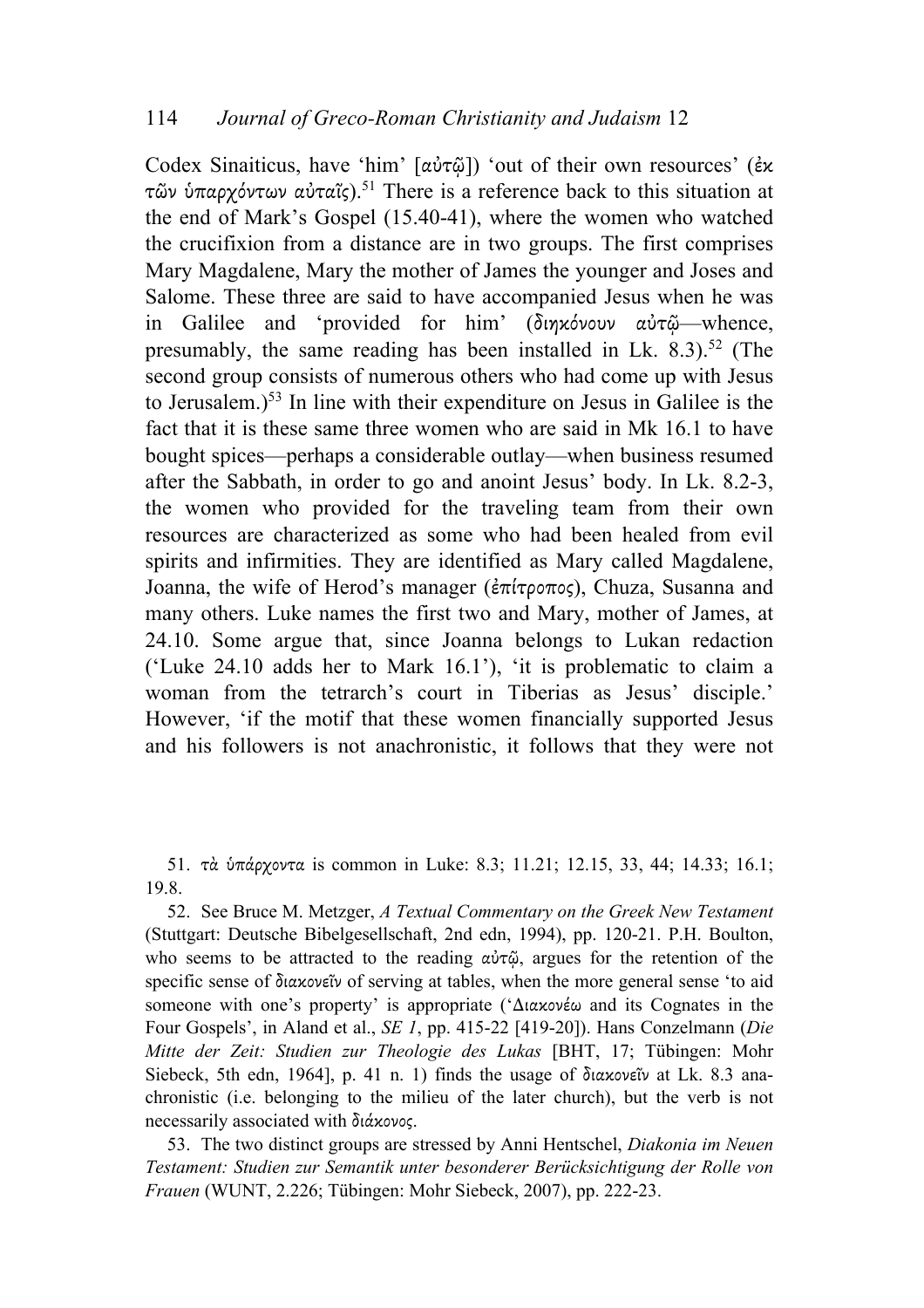Codex Sinaiticus, have 'him' [αὐτῷ]) 'out of their own resources' (ἐκ τῶν ὑπαρχόντων αὐταῖς).[51] There is a reference back to this situation at the end of Mark's Gospel (15.40-41), where the women who watched the crucifixion from a distance are in two groups. The first comprises Mary Magdalene, Mary the mother of James the younger and Joses and Salome. These three are said to have accompanied Jesus when he was in Galilee and 'provided for him' (διηκόνουν αὐτῷ—whence, presumably, the same reading has been installed in Lk. 8.3).[52] (The second group consists of numerous others who had come up with Jesus to Jerusalem.)[53] In line with their expenditure on Jesus in Galilee is the fact that it is these same three women who are said in Mk 16.1 to have bought spices—perhaps a considerable outlay—when business resumed after the Sabbath, in order to go and anoint Jesus' body. In Lk. 8.2-3, the women who provided for the traveling team from their own resources are characterized as some who had been healed from evil spirits and infirmities. They are identified as Mary called Magdalene, Joanna, the wife of Herod's manager (ἐπίτροπος), Chuza, Susanna and many others. Luke names the first two and Mary, mother of James, at 24.10. Some argue that, since Joanna belongs to Lukan redaction ('Luke 24.10 adds her to Mark 16.1'), 'it is problematic to claim a woman from the tetrarch's court in Tiberias as Jesus' disciple.' However, 'if the motif that these women financially supported Jesus and his followers is not anachronistic, it follows that they were not

51. τὰ ὑπάρχοντα is common in Luke: 8.3; 11.21; 12.15, 33, 44; 14.33; 16.1; 19.8.

52. See Bruce M. Metzger, *A Textual Commentary on the Greek New Testament* (Stuttgart: Deutsche Bibelgesellschaft, 2nd edn, 1994), pp. 120-21. P.H. Boulton, who seems to be attracted to the reading αὐτῷ, argues for the retention of the specific sense of διακονεῖν of serving at tables, when the more general sense 'to aid someone with one's property' is appropriate ('Διακονέω and its Cognates in the Four Gospels', in Aland et al., *SE 1*, pp. 415-22 [419-20]). Hans Conzelmann (*Die Mitte der Zeit: Studien zur Theologie des Lukas* [BHT, 17; Tübingen: Mohr Siebeck, 5th edn, 1964], p. 41 n. 1) finds the usage of διακονεῖν at Lk. 8.3 anachronistic (i.e. belonging to the milieu of the later church), but the verb is not necessarily associated with διάκονος.

53. The two distinct groups are stressed by Anni Hentschel, *Diakonia im Neuen Testament: Studien zur Semantik unter besonderer Berücksichtigung der Rolle von Frauen* (WUNT, 2.226; Tübingen: Mohr Siebeck, 2007), pp. 222-23.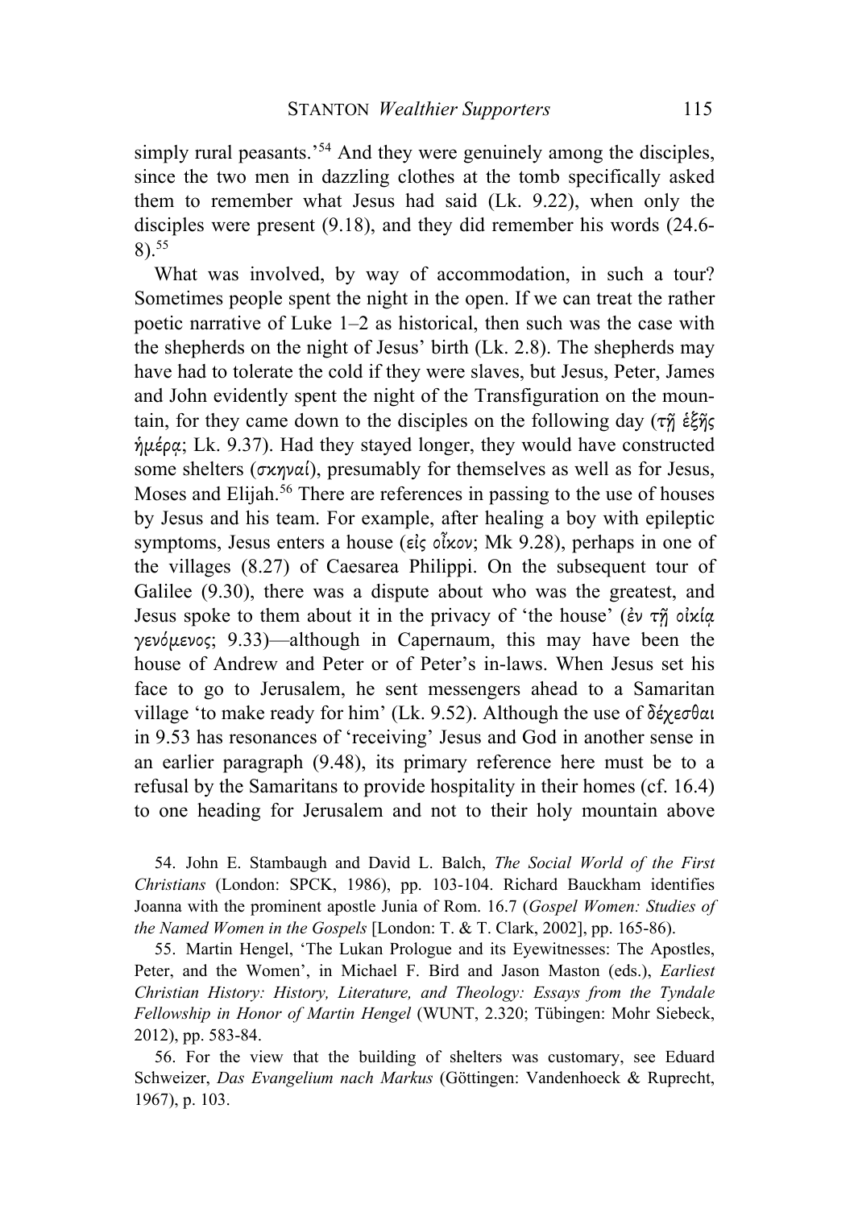simply rural peasants.'[54] And they were genuinely among the disciples, since the two men in dazzling clothes at the tomb specifically asked them to remember what Jesus had said (Lk. 9.22), when only the disciples were present (9.18), and they did remember his words (24.6-8).[55]

What was involved, by way of accommodation, in such a tour? Sometimes people spent the night in the open. If we can treat the rather poetic narrative of Luke 1–2 as historical, then such was the case with the shepherds on the night of Jesus' birth (Lk. 2.8). The shepherds may have had to tolerate the cold if they were slaves, but Jesus, Peter, James and John evidently spent the night of the Transfiguration on the mountain, for they came down to the disciples on the following day (τῇ ἑξῆς ἡμέρᾳ; Lk. 9.37). Had they stayed longer, they would have constructed some shelters (*σκηναί*), presumably for themselves as well as for Jesus, Moses and Elijah.[56] There are references in passing to the use of houses by Jesus and his team. For example, after healing a boy with epileptic symptoms, Jesus enters a house (εἰς οἶκον; Mk 9.28), perhaps in one of the villages (8.27) of Caesarea Philippi. On the subsequent tour of Galilee (9.30), there was a dispute about who was the greatest, and Jesus spoke to them about it in the privacy of 'the house' (ἐν τῇ οἰκίᾳ γενόμενος; 9.33)—although in Capernaum, this may have been the house of Andrew and Peter or of Peter's in-laws. When Jesus set his face to go to Jerusalem, he sent messengers ahead to a Samaritan village 'to make ready for him' (Lk. 9.52). Although the use of δέχεσθαι in 9.53 has resonances of 'receiving' Jesus and God in another sense in an earlier paragraph (9.48), its primary reference here must be to a refusal by the Samaritans to provide hospitality in their homes (cf. 16.4) to one heading for Jerusalem and not to their holy mountain above

54. John E. Stambaugh and David L. Balch, *The Social World of the First Christians* (London: SPCK, 1986), pp. 103-104. Richard Bauckham identifies Joanna with the prominent apostle Junia of Rom. 16.7 (*Gospel Women: Studies of the Named Women in the Gospels* [London: T. & T. Clark, 2002], pp. 165-86).

55. Martin Hengel, 'The Lukan Prologue and its Eyewitnesses: The Apostles, Peter, and the Women', in Michael F. Bird and Jason Maston (eds.), *Earliest Christian History: History, Literature, and Theology: Essays from the Tyndale Fellowship in Honor of Martin Hengel* (WUNT, 2.320; Tübingen: Mohr Siebeck, 2012), pp. 583-84.

56. For the view that the building of shelters was customary, see Eduard Schweizer, *Das Evangelium nach Markus* (Göttingen: Vandenhoeck & Ruprecht, 1967), p. 103.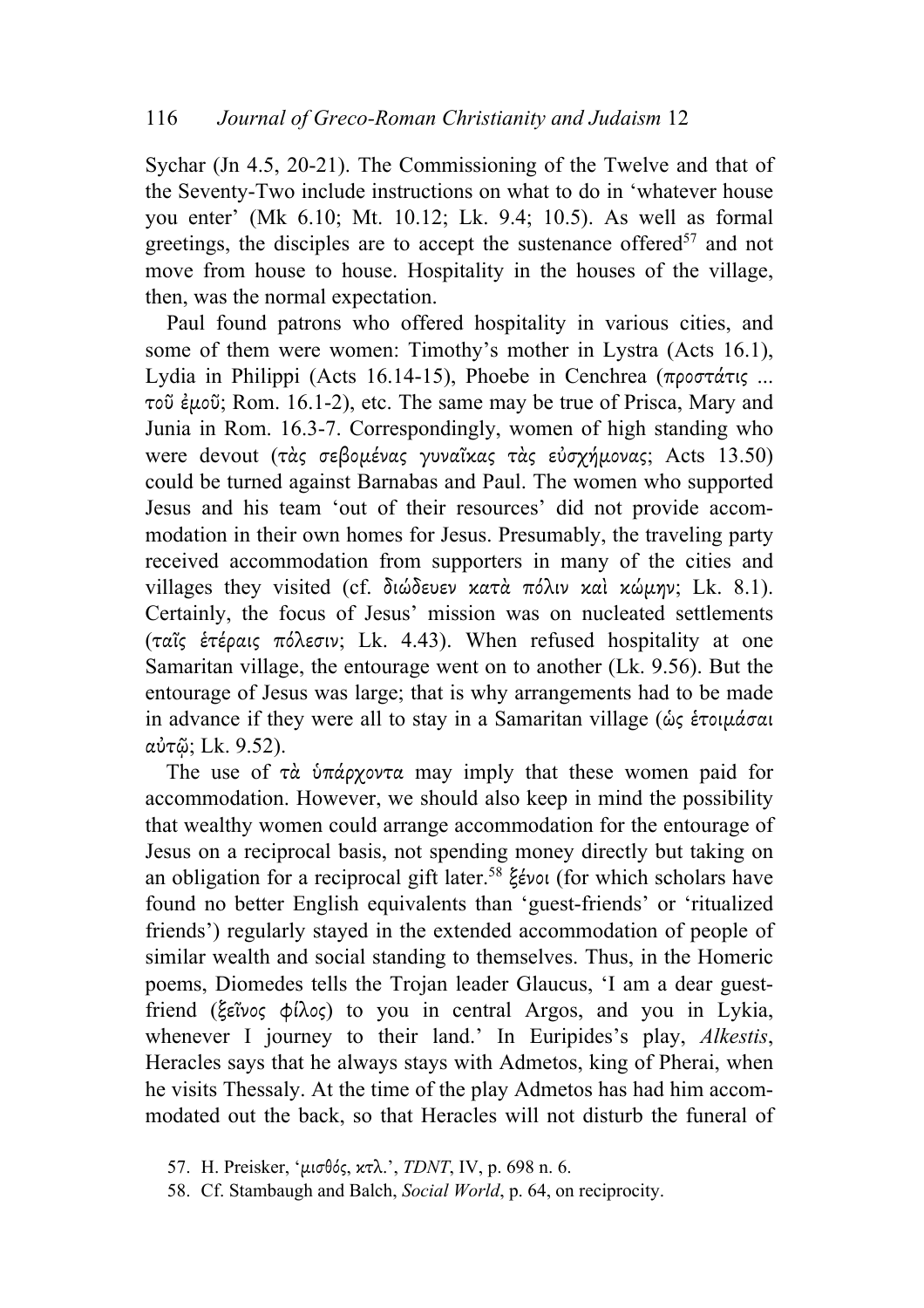Sychar (Jn 4.5, 20-21). The Commissioning of the Twelve and that of the Seventy-Two include instructions on what to do in 'whatever house you enter' (Mk 6.10; Mt. 10.12; Lk. 9.4; 10.5). As well as formal greetings, the disciples are to accept the sustenance offered[57] and not move from house to house. Hospitality in the houses of the village, then, was the normal expectation.

Paul found patrons who offered hospitality in various cities, and some of them were women: Timothy's mother in Lystra (Acts 16.1), Lydia in Philippi (Acts 16.14-15), Phoebe in Cenchrea (προστάτις ... τοῦ ἐμοῦ; Rom. 16.1-2), etc. The same may be true of Prisca, Mary and Junia in Rom. 16.3-7. Correspondingly, women of high standing who were devout (τὰς σεβομένας γυναῖκας τὰς εὐσχήμονας; Acts 13.50) could be turned against Barnabas and Paul. The women who supported Jesus and his team 'out of their resources' did not provide accommodation in their own homes for Jesus. Presumably, the traveling party received accommodation from supporters in many of the cities and villages they visited (cf. διώδευεν κατὰ πόλιν καὶ κώμην; Lk. 8.1). Certainly, the focus of Jesus' mission was on nucleated settlements (ταῖς ἑτέραις πόλεσιν; Lk. 4.43). When refused hospitality at one Samaritan village, the entourage went on to another (Lk. 9.56). But the entourage of Jesus was large; that is why arrangements had to be made in advance if they were all to stay in a Samaritan village (ὡς ἑτοιμάσαι αὐτῷ; Lk. 9.52).

The use of τὰ ὑπάρχοντα may imply that these women paid for accommodation. However, we should also keep in mind the possibility that wealthy women could arrange accommodation for the entourage of Jesus on a reciprocal basis, not spending money directly but taking on an obligation for a reciprocal gift later.[58] ξένοι (for which scholars have found no better English equivalents than 'guest-friends' or 'ritualized friends') regularly stayed in the extended accommodation of people of similar wealth and social standing to themselves. Thus, in the Homeric poems, Diomedes tells the Trojan leader Glaucus, 'I am a dear guest-friend (ξεῖνος φίλος) to you in central Argos, and you in Lykia, whenever I journey to their land.' In Euripides's play, *Alkestis*, Heracles says that he always stays with Admetos, king of Pherai, when he visits Thessaly. At the time of the play Admetos has had him accommodated out the back, so that Heracles will not disturb the funeral of

57. H. Preisker, 'μισθός, κτλ.', *TDNT*, IV, p. 698 n. 6.

58. Cf. Stambaugh and Balch, *Social World*, p. 64, on reciprocity.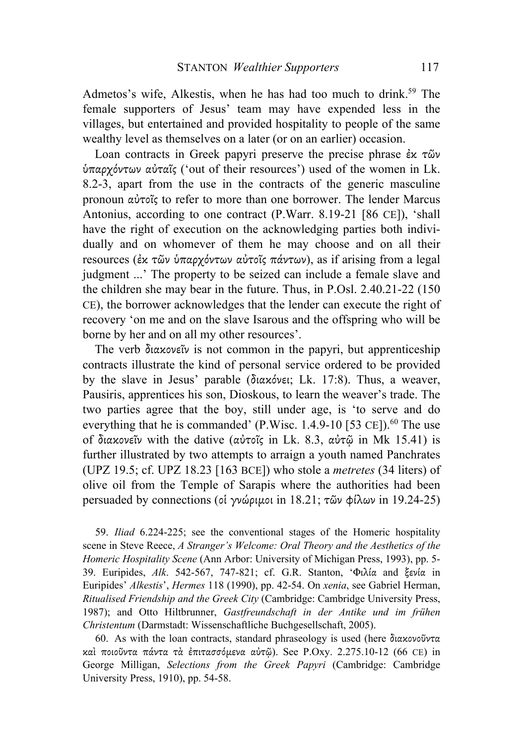Admetos's wife, Alkestis, when he has had too much to drink.[59] The female supporters of Jesus' team may have expended less in the villages, but entertained and provided hospitality to people of the same wealthy level as themselves on a later (or on an earlier) occasion.

Loan contracts in Greek papyri preserve the precise phrase *ἐκ τῶν ὑπαρχόντων αὐταῖς* ('out of their resources') used of the women in Lk. 8.2-3, apart from the use in the contracts of the generic masculine pronoun *αὐτοῖς* to refer to more than one borrower. The lender Marcus Antonius, according to one contract (P.Warr. 8.19-21 [86 CE]), 'shall have the right of execution on the acknowledging parties both individually and on whomever of them he may choose and on all their resources (*ἐκ τῶν ὑπαρχόντων αὐτοῖς πάντων*), as if arising from a legal judgment ...' The property to be seized can include a female slave and the children she may bear in the future. Thus, in P.Osl. 2.40.21-22 (150 CE), the borrower acknowledges that the lender can execute the right of recovery 'on me and on the slave Isarous and the offspring who will be borne by her and on all my other resources'.

The verb *διακονεῖν* is not common in the papyri, but apprenticeship contracts illustrate the kind of personal service ordered to be provided by the slave in Jesus' parable (*διακόνει*; Lk. 17:8). Thus, a weaver, Pausiris, apprentices his son, Dioskous, to learn the weaver's trade. The two parties agree that the boy, still under age, is 'to serve and do everything that he is commanded' (P.Wisc. 1.4.9-10 [53 CE]).[60] The use of *διακονεῖν* with the dative (*αὐτοῖς* in Lk. 8.3, *αὐτῷ* in Mk 15.41) is further illustrated by two attempts to arraign a youth named Panchrates (UPZ 19.5; cf. UPZ 18.23 [163 BCE]) who stole a *metretes* (34 liters) of olive oil from the Temple of Sarapis where the authorities had been persuaded by connections (*οἱ γνώριμοι* in 18.21; *τῶν φίλων* in 19.24-25)

59. *Iliad* 6.224-225; see the conventional stages of the Homeric hospitality scene in Steve Reece, *A Stranger's Welcome: Oral Theory and the Aesthetics of the Homeric Hospitality Scene* (Ann Arbor: University of Michigan Press, 1993), pp. 5-39. Euripides, *Alk*. 542-567, 747-821; cf. G.R. Stanton, 'Φιλία and ξενία in Euripides' *Alkestis*', *Hermes* 118 (1990), pp. 42-54. On *xenia*, see Gabriel Herman, *Ritualised Friendship and the Greek City* (Cambridge: Cambridge University Press, 1987); and Otto Hiltbrunner, *Gastfreundschaft in der Antike und im frühen Christentum* (Darmstadt: Wissenschaftliche Buchgesellschaft, 2005).

60. As with the loan contracts, standard phraseology is used (here *διακονοῦντα καὶ ποιοῦντα πάντα τὰ ἐπιτασσόμενα αὐτῷ*). See P.Oxy. 2.275.10-12 (66 CE) in George Milligan, *Selections from the Greek Papyri* (Cambridge: Cambridge University Press, 1910), pp. 54-58.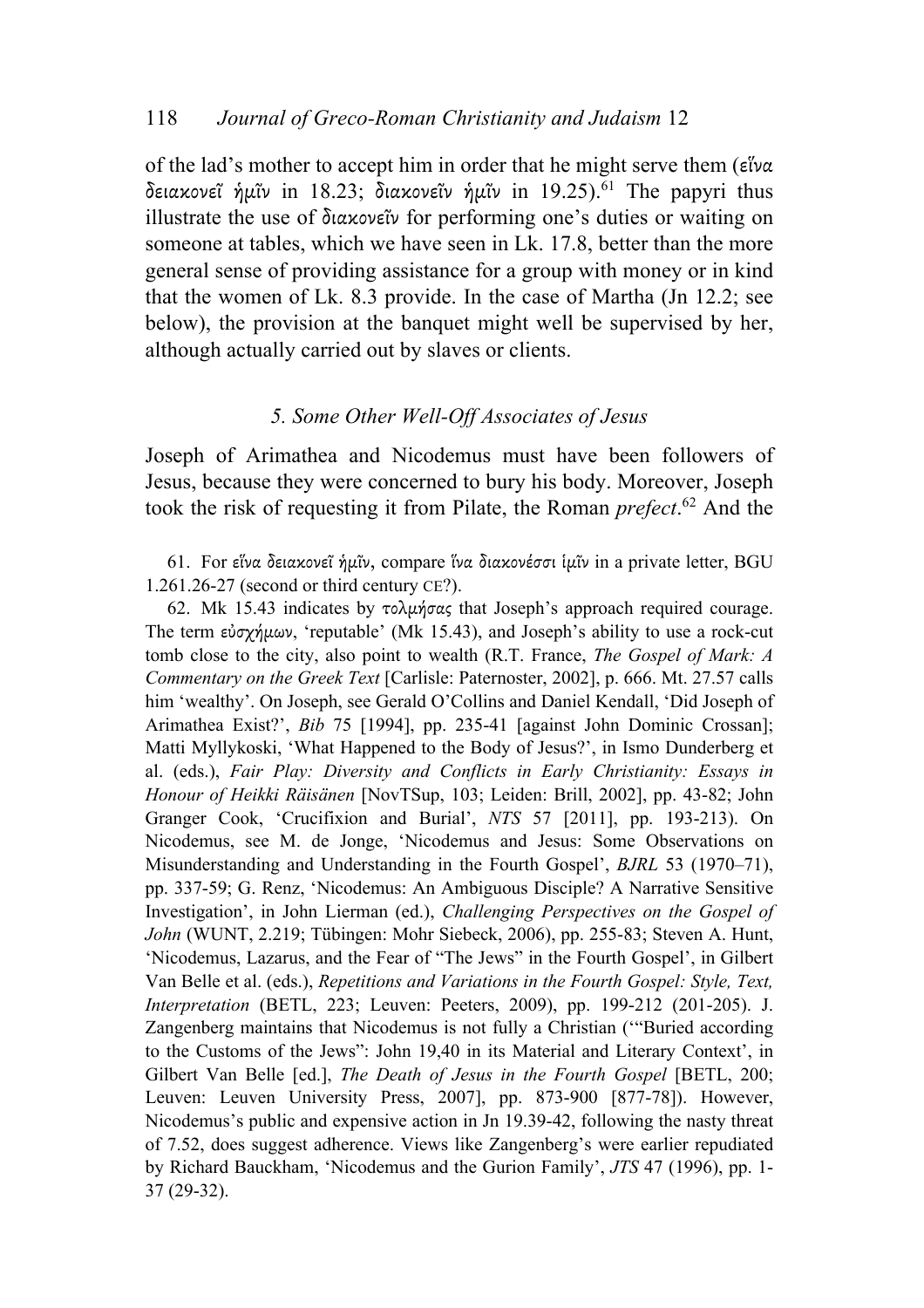of the lad's mother to accept him in order that he might serve them (εἵνα δειακονεῖ ἡμῖν in 18.23; διακονεῖν ἡμῖν in 19.25).[61] The papyri thus illustrate the use of διακονεῖν for performing one's duties or waiting on someone at tables, which we have seen in Lk. 17.8, better than the more general sense of providing assistance for a group with money or in kind that the women of Lk. 8.3 provide. In the case of Martha (Jn 12.2; see below), the provision at the banquet might well be supervised by her, although actually carried out by slaves or clients.

### *5. Some Other Well-Off Associates of Jesus*

Joseph of Arimathea and Nicodemus must have been followers of Jesus, because they were concerned to bury his body. Moreover, Joseph took the risk of requesting it from Pilate, the Roman *prefect*.[62] And the

61. For εἵνα δειακονεῖ ἡμῖν, compare ἵνα διακονέσσι ἱμῖν in a private letter, BGU 1.261.26-27 (second or third century CE?).

62. Mk 15.43 indicates by τολμήσας that Joseph's approach required courage. The term εὐσχήμων, 'reputable' (Mk 15.43), and Joseph's ability to use a rock-cut tomb close to the city, also point to wealth (R.T. France, *The Gospel of Mark: A Commentary on the Greek Text* [Carlisle: Paternoster, 2002], p. 666. Mt. 27.57 calls him 'wealthy'. On Joseph, see Gerald O'Collins and Daniel Kendall, 'Did Joseph of Arimathea Exist?', *Bib* 75 [1994], pp. 235-41 [against John Dominic Crossan]; Matti Myllykoski, 'What Happened to the Body of Jesus?', in Ismo Dunderberg et al. (eds.), *Fair Play: Diversity and Conflicts in Early Christianity: Essays in Honour of Heikki Räisänen* [NovTSup, 103; Leiden: Brill, 2002], pp. 43-82; John Granger Cook, 'Crucifixion and Burial', *NTS* 57 [2011], pp. 193-213). On Nicodemus, see M. de Jonge, 'Nicodemus and Jesus: Some Observations on Misunderstanding and Understanding in the Fourth Gospel', *BJRL* 53 (1970–71), pp. 337-59; G. Renz, 'Nicodemus: An Ambiguous Disciple? A Narrative Sensitive Investigation', in John Lierman (ed.), *Challenging Perspectives on the Gospel of John* (WUNT, 2.219; Tübingen: Mohr Siebeck, 2006), pp. 255-83; Steven A. Hunt, 'Nicodemus, Lazarus, and the Fear of "The Jews" in the Fourth Gospel', in Gilbert Van Belle et al. (eds.), *Repetitions and Variations in the Fourth Gospel: Style, Text, Interpretation* (BETL, 223; Leuven: Peeters, 2009), pp. 199-212 (201-205). J. Zangenberg maintains that Nicodemus is not fully a Christian ('"Buried according to the Customs of the Jews": John 19,40 in its Material and Literary Context', in Gilbert Van Belle [ed.], *The Death of Jesus in the Fourth Gospel* [BETL, 200; Leuven: Leuven University Press, 2007], pp. 873-900 [877-78]). However, Nicodemus's public and expensive action in Jn 19.39-42, following the nasty threat of 7.52, does suggest adherence. Views like Zangenberg's were earlier repudiated by Richard Bauckham, 'Nicodemus and the Gurion Family', *JTS* 47 (1996), pp. 1-37 (29-32).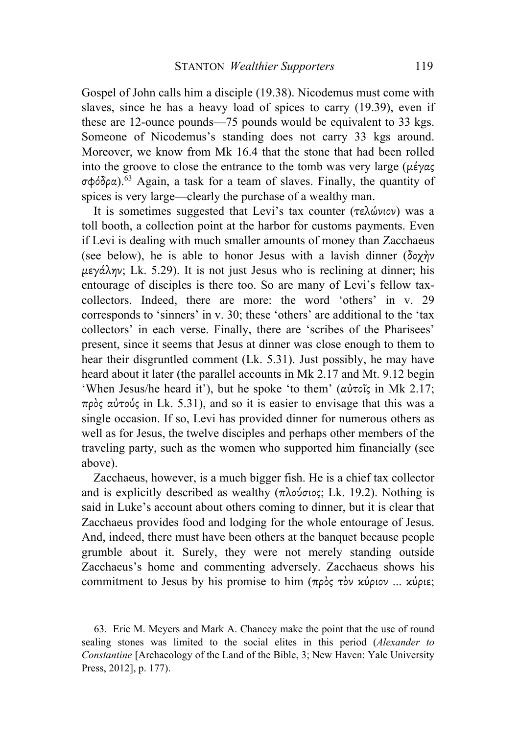Gospel of John calls him a disciple (19.38). Nicodemus must come with slaves, since he has a heavy load of spices to carry (19.39), even if these are 12-ounce pounds—75 pounds would be equivalent to 33 kgs. Someone of Nicodemus's standing does not carry 33 kgs around. Moreover, we know from Mk 16.4 that the stone that had been rolled into the groove to close the entrance to the tomb was very large (μέγας σφόδρα).[63] Again, a task for a team of slaves. Finally, the quantity of spices is very large—clearly the purchase of a wealthy man.

It is sometimes suggested that Levi's tax counter (τελώνιον) was a toll booth, a collection point at the harbor for customs payments. Even if Levi is dealing with much smaller amounts of money than Zacchaeus (see below), he is able to honor Jesus with a lavish dinner (δοχὴν μεγάλην; Lk. 5.29). It is not just Jesus who is reclining at dinner; his entourage of disciples is there too. So are many of Levi's fellow tax-collectors. Indeed, there are more: the word 'others' in v. 29 corresponds to 'sinners' in v. 30; these 'others' are additional to the 'tax collectors' in each verse. Finally, there are 'scribes of the Pharisees' present, since it seems that Jesus at dinner was close enough to them to hear their disgruntled comment (Lk. 5.31). Just possibly, he may have heard about it later (the parallel accounts in Mk 2.17 and Mt. 9.12 begin 'When Jesus/he heard it'), but he spoke 'to them' (αὐτοῖς in Mk 2.17; πρὸς αὐτούς in Lk. 5.31), and so it is easier to envisage that this was a single occasion. If so, Levi has provided dinner for numerous others as well as for Jesus, the twelve disciples and perhaps other members of the traveling party, such as the women who supported him financially (see above).

Zacchaeus, however, is a much bigger fish. He is a chief tax collector and is explicitly described as wealthy (πλούσιος; Lk. 19.2). Nothing is said in Luke's account about others coming to dinner, but it is clear that Zacchaeus provides food and lodging for the whole entourage of Jesus. And, indeed, there must have been others at the banquet because people grumble about it. Surely, they were not merely standing outside Zacchaeus's home and commenting adversely. Zacchaeus shows his commitment to Jesus by his promise to him (πρὸς τὸν κύριον ... κύριε;

63. Eric M. Meyers and Mark A. Chancey make the point that the use of round sealing stones was limited to the social elites in this period (*Alexander to Constantine* [Archaeology of the Land of the Bible, 3; New Haven: Yale University Press, 2012], p. 177).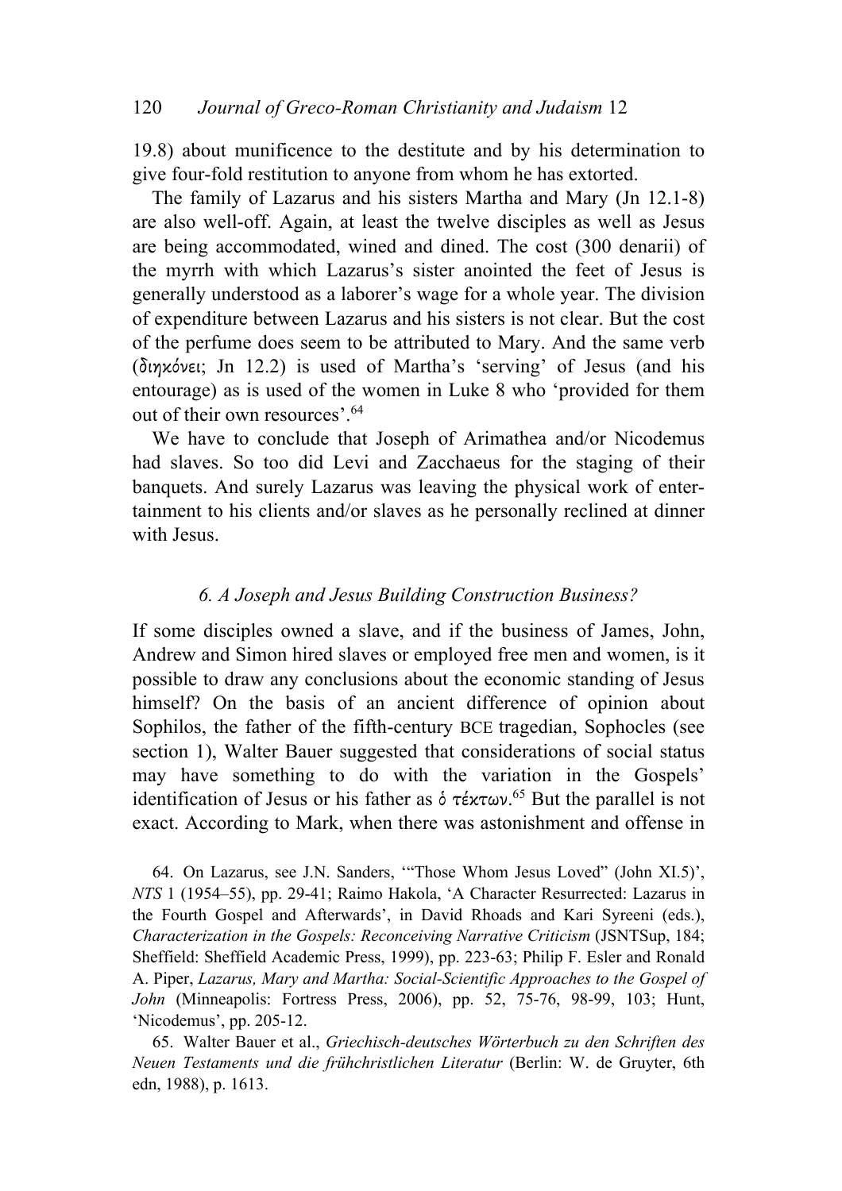19.8) about munificence to the destitute and by his determination to give four-fold restitution to anyone from whom he has extorted.

The family of Lazarus and his sisters Martha and Mary (Jn 12.1-8) are also well-off. Again, at least the twelve disciples as well as Jesus are being accommodated, wined and dined. The cost (300 denarii) of the myrrh with which Lazarus's sister anointed the feet of Jesus is generally understood as a laborer's wage for a whole year. The division of expenditure between Lazarus and his sisters is not clear. But the cost of the perfume does seem to be attributed to Mary. And the same verb (διηκόνει; Jn 12.2) is used of Martha's 'serving' of Jesus (and his entourage) as is used of the women in Luke 8 who 'provided for them out of their own resources'.[64]

We have to conclude that Joseph of Arimathea and/or Nicodemus had slaves. So too did Levi and Zacchaeus for the staging of their banquets. And surely Lazarus was leaving the physical work of entertainment to his clients and/or slaves as he personally reclined at dinner with Jesus.

### *6. A Joseph and Jesus Building Construction Business?*

If some disciples owned a slave, and if the business of James, John, Andrew and Simon hired slaves or employed free men and women, is it possible to draw any conclusions about the economic standing of Jesus himself? On the basis of an ancient difference of opinion about Sophilos, the father of the fifth-century BCE tragedian, Sophocles (see section 1), Walter Bauer suggested that considerations of social status may have something to do with the variation in the Gospels' identification of Jesus or his father as ὁ τέκτων.[65] But the parallel is not exact. According to Mark, when there was astonishment and offense in

64. On Lazarus, see J.N. Sanders, '"Those Whom Jesus Loved" (John XI.5)', *NTS* 1 (1954–55), pp. 29-41; Raimo Hakola, 'A Character Resurrected: Lazarus in the Fourth Gospel and Afterwards', in David Rhoads and Kari Syreeni (eds.), *Characterization in the Gospels: Reconceiving Narrative Criticism* (JSNTSup, 184; Sheffield: Sheffield Academic Press, 1999), pp. 223-63; Philip F. Esler and Ronald A. Piper, *Lazarus, Mary and Martha: Social-Scientific Approaches to the Gospel of John* (Minneapolis: Fortress Press, 2006), pp. 52, 75-76, 98-99, 103; Hunt, 'Nicodemus', pp. 205-12.

65. Walter Bauer et al., *Griechisch-deutsches Wörterbuch zu den Schriften des Neuen Testaments und die frühchristlichen Literatur* (Berlin: W. de Gruyter, 6th edn, 1988), p. 1613.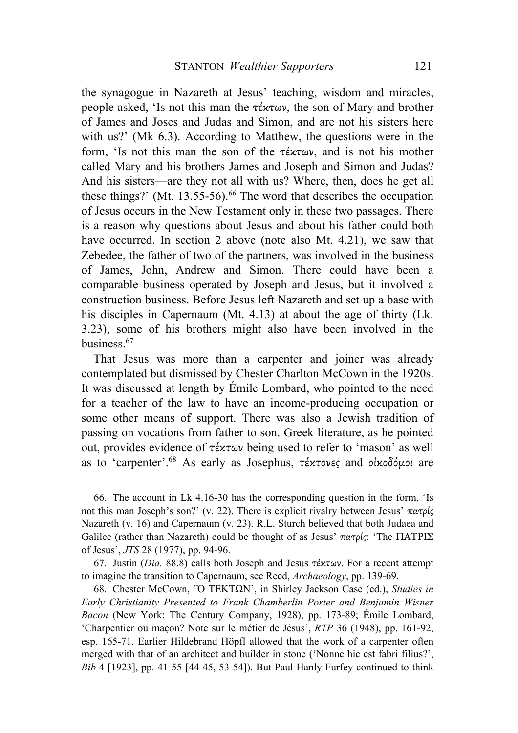the synagogue in Nazareth at Jesus' teaching, wisdom and miracles, people asked, 'Is not this man the τέκτων, the son of Mary and brother of James and Joses and Judas and Simon, and are not his sisters here with us?' (Mk 6.3). According to Matthew, the questions were in the form, 'Is not this man the son of the τέκτων, and is not his mother called Mary and his brothers James and Joseph and Simon and Judas? And his sisters—are they not all with us? Where, then, does he get all these things?' (Mt. 13.55-56).[66] The word that describes the occupation of Jesus occurs in the New Testament only in these two passages. There is a reason why questions about Jesus and about his father could both have occurred. In section 2 above (note also Mt. 4.21), we saw that Zebedee, the father of two of the partners, was involved in the business of James, John, Andrew and Simon. There could have been a comparable business operated by Joseph and Jesus, but it involved a construction business. Before Jesus left Nazareth and set up a base with his disciples in Capernaum (Mt. 4.13) at about the age of thirty (Lk. 3.23), some of his brothers might also have been involved in the business.[67]

That Jesus was more than a carpenter and joiner was already contemplated but dismissed by Chester Charlton McCown in the 1920s. It was discussed at length by Émile Lombard, who pointed to the need for a teacher of the law to have an income-producing occupation or some other means of support. There was also a Jewish tradition of passing on vocations from father to son. Greek literature, as he pointed out, provides evidence of τέκτων being used to refer to 'mason' as well as to 'carpenter'.[68] As early as Josephus, τέκτονες and οἰκοδόμοι are

66. The account in Lk 4.16-30 has the corresponding question in the form, 'Is not this man Joseph's son?' (v. 22). There is explicit rivalry between Jesus' πατρίς Nazareth (v. 16) and Capernaum (v. 23). R.L. Sturch believed that both Judaea and Galilee (rather than Nazareth) could be thought of as Jesus' πατρίς: 'The ΠΑΤΡΙΣ of Jesus', *JTS* 28 (1977), pp. 94-96.

67. Justin (*Dia.* 88.8) calls both Joseph and Jesus τέκτων. For a recent attempt to imagine the transition to Capernaum, see Reed, *Archaeology*, pp. 139-69.

68. Chester McCown, 'Ὁ ΤΕΚΤΩΝ', in Shirley Jackson Case (ed.), *Studies in Early Christianity Presented to Frank Chamberlin Porter and Benjamin Wisner Bacon* (New York: The Century Company, 1928), pp. 173-89; Émile Lombard, 'Charpentier ou maçon? Note sur le métier de Jésus', *RTP* 36 (1948), pp. 161-92, esp. 165-71. Earlier Hildebrand Höpfl allowed that the work of a carpenter often merged with that of an architect and builder in stone ('Nonne hic est fabri filius?', *Bib* 4 [1923], pp. 41-55 [44-45, 53-54]). But Paul Hanly Furfey continued to think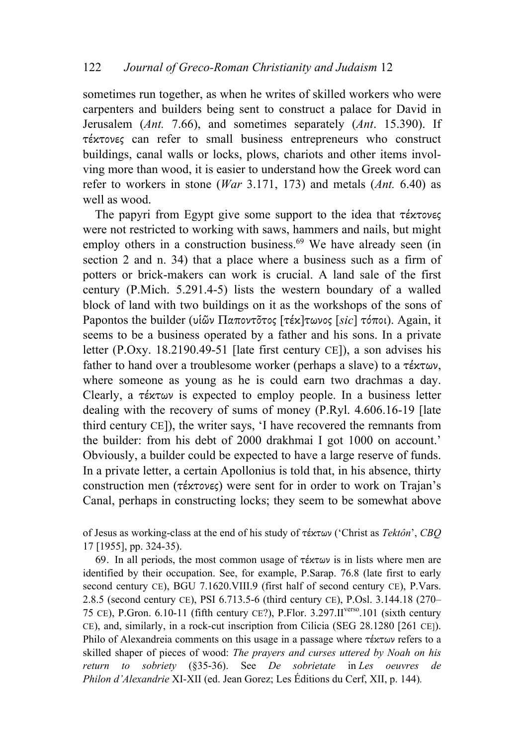sometimes run together, as when he writes of skilled workers who were carpenters and builders being sent to construct a palace for David in Jerusalem (*Ant.* 7.66), and sometimes separately (*Ant*. 15.390). If τέκτονες can refer to small business entrepreneurs who construct buildings, canal walls or locks, plows, chariots and other items involving more than wood, it is easier to understand how the Greek word can refer to workers in stone (*War* 3.171, 173) and metals (*Ant.* 6.40) as well as wood.

The papyri from Egypt give some support to the idea that τέκτονες were not restricted to working with saws, hammers and nails, but might employ others in a construction business.[69] We have already seen (in section 2 and n. 34) that a place where a business such as a firm of potters or brick-makers can work is crucial. A land sale of the first century (P.Mich. 5.291.4-5) lists the western boundary of a walled block of land with two buildings on it as the workshops of the sons of Papontos the builder (υἱῶν Παποντῶτος [τέκ]τωνος [*sic*] τόποι). Again, it seems to be a business operated by a father and his sons. In a private letter (P.Oxy. 18.2190.49-51 [late first century CE]), a son advises his father to hand over a troublesome worker (perhaps a slave) to a τέκτων, where someone as young as he is could earn two drachmas a day. Clearly, a τέκτων is expected to employ people. In a business letter dealing with the recovery of sums of money (P.Ryl. 4.606.16-19 [late third century CE]), the writer says, 'I have recovered the remnants from the builder: from his debt of 2000 drakhmai I got 1000 on account.' Obviously, a builder could be expected to have a large reserve of funds. In a private letter, a certain Apollonius is told that, in his absence, thirty construction men (τέκτονες) were sent for in order to work on Trajan's Canal, perhaps in constructing locks; they seem to be somewhat above

of Jesus as working-class at the end of his study of τέκτων ('Christ as *Tektôn*', *CBQ* 17 [1955], pp. 324-35).

69. In all periods, the most common usage of τέκτων is in lists where men are identified by their occupation. See, for example, P.Sarap. 76.8 (late first to early second century CE), BGU 7.1620.VIII.9 (first half of second century CE), P.Vars. 2.8.5 (second century CE), PSI 6.713.5-6 (third century CE), P.Osl. 3.144.18 (270–75 CE), P.Gron. 6.10-11 (fifth century CE?), P.Flor. 3.297.II[verso].101 (sixth century CE), and, similarly, in a rock-cut inscription from Cilicia (SEG 28.1280 [261 CE]). Philo of Alexandreia comments on this usage in a passage where τέκτων refers to a skilled shaper of pieces of wood: *The prayers and curses uttered by Noah on his return to sobriety* (§35-36). See *De sobrietate* in *Les oeuvres de Philon d'Alexandrie* XI-XII (ed. Jean Gorez; Les Éditions du Cerf, XII, p. 144).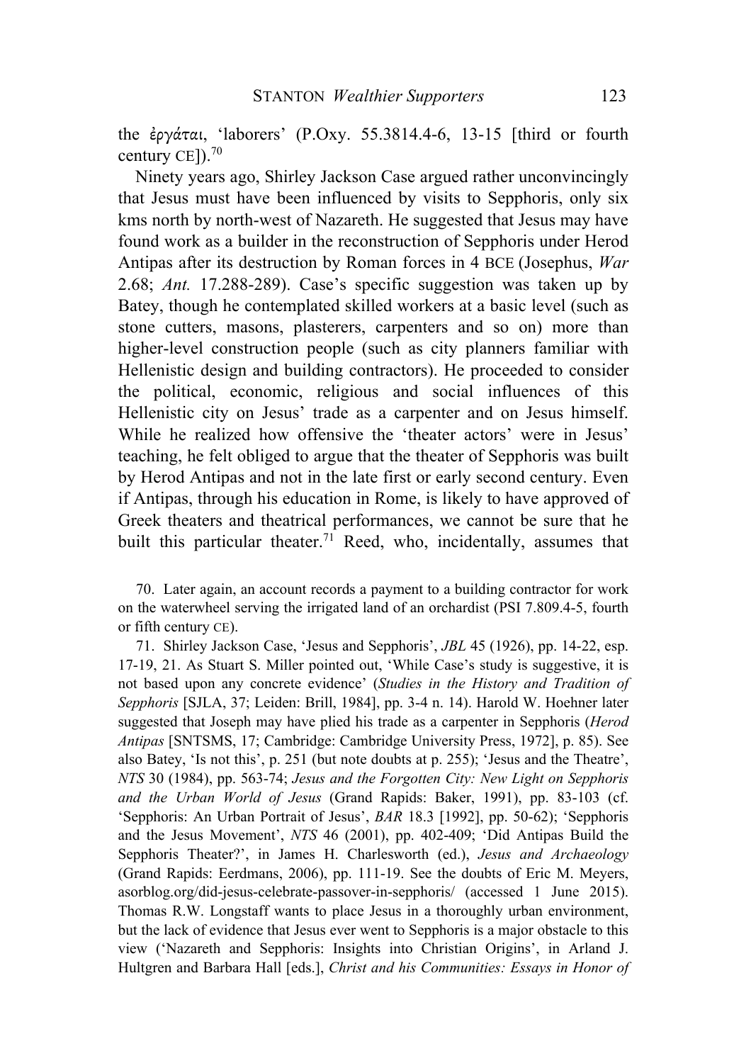the ἐργάται, 'laborers' (P.Oxy. 55.3814.4-6, 13-15 [third or fourth century CE]).[70]

Ninety years ago, Shirley Jackson Case argued rather unconvincingly that Jesus must have been influenced by visits to Sepphoris, only six kms north by north-west of Nazareth. He suggested that Jesus may have found work as a builder in the reconstruction of Sepphoris under Herod Antipas after its destruction by Roman forces in 4 BCE (Josephus, *War* 2.68; *Ant.* 17.288-289). Case's specific suggestion was taken up by Batey, though he contemplated skilled workers at a basic level (such as stone cutters, masons, plasterers, carpenters and so on) more than higher-level construction people (such as city planners familiar with Hellenistic design and building contractors). He proceeded to consider the political, economic, religious and social influences of this Hellenistic city on Jesus' trade as a carpenter and on Jesus himself. While he realized how offensive the 'theater actors' were in Jesus' teaching, he felt obliged to argue that the theater of Sepphoris was built by Herod Antipas and not in the late first or early second century. Even if Antipas, through his education in Rome, is likely to have approved of Greek theaters and theatrical performances, we cannot be sure that he built this particular theater.[71] Reed, who, incidentally, assumes that

70. Later again, an account records a payment to a building contractor for work on the waterwheel serving the irrigated land of an orchardist (PSI 7.809.4-5, fourth or fifth century CE).

71. Shirley Jackson Case, 'Jesus and Sepphoris', *JBL* 45 (1926), pp. 14-22, esp. 17-19, 21. As Stuart S. Miller pointed out, 'While Case's study is suggestive, it is not based upon any concrete evidence' (*Studies in the History and Tradition of Sepphoris* [SJLA, 37; Leiden: Brill, 1984], pp. 3-4 n. 14). Harold W. Hoehner later suggested that Joseph may have plied his trade as a carpenter in Sepphoris (*Herod Antipas* [SNTSMS, 17; Cambridge: Cambridge University Press, 1972], p. 85). See also Batey, 'Is not this', p. 251 (but note doubts at p. 255); 'Jesus and the Theatre', *NTS* 30 (1984), pp. 563-74; *Jesus and the Forgotten City: New Light on Sepphoris and the Urban World of Jesus* (Grand Rapids: Baker, 1991), pp. 83-103 (cf. 'Sepphoris: An Urban Portrait of Jesus', *BAR* 18.3 [1992], pp. 50-62); 'Sepphoris and the Jesus Movement', *NTS* 46 (2001), pp. 402-409; 'Did Antipas Build the Sepphoris Theater?', in James H. Charlesworth (ed.), *Jesus and Archaeology* (Grand Rapids: Eerdmans, 2006), pp. 111-19. See the doubts of Eric M. Meyers, asorblog.org/did-jesus-celebrate-passover-in-sepphoris/ (accessed 1 June 2015). Thomas R.W. Longstaff wants to place Jesus in a thoroughly urban environment, but the lack of evidence that Jesus ever went to Sepphoris is a major obstacle to this view ('Nazareth and Sepphoris: Insights into Christian Origins', in Arland J. Hultgren and Barbara Hall [eds.], *Christ and his Communities: Essays in Honor of*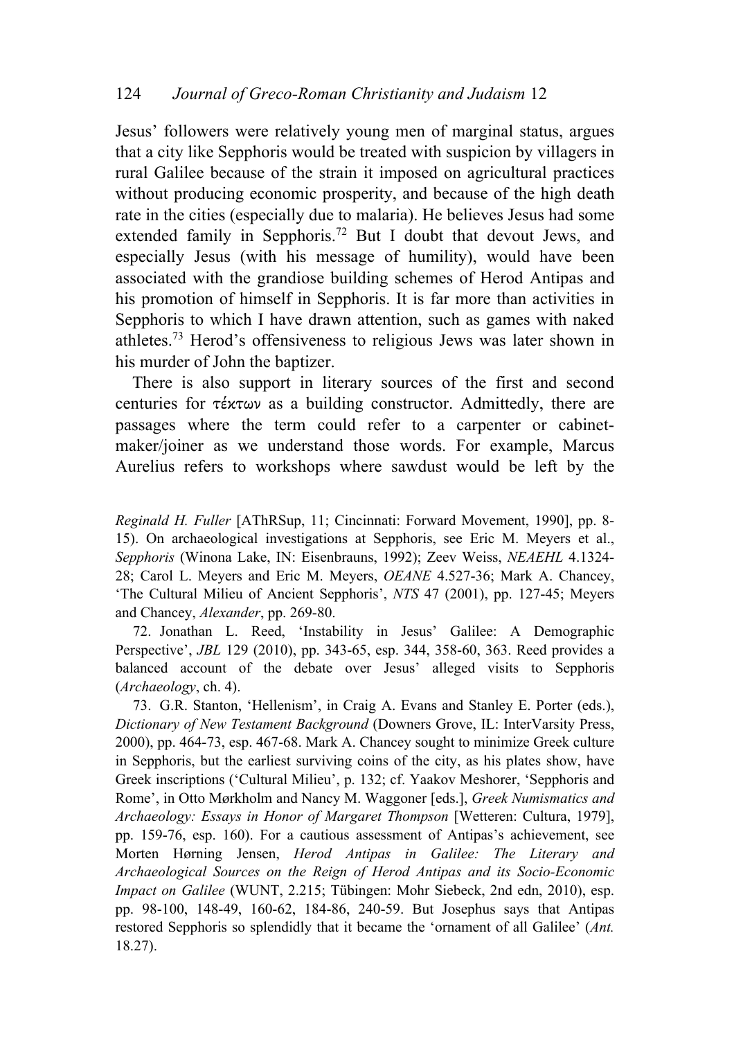Jesus' followers were relatively young men of marginal status, argues that a city like Sepphoris would be treated with suspicion by villagers in rural Galilee because of the strain it imposed on agricultural practices without producing economic prosperity, and because of the high death rate in the cities (especially due to malaria). He believes Jesus had some extended family in Sepphoris.[72] But I doubt that devout Jews, and especially Jesus (with his message of humility), would have been associated with the grandiose building schemes of Herod Antipas and his promotion of himself in Sepphoris. It is far more than activities in Sepphoris to which I have drawn attention, such as games with naked athletes.[73] Herod's offensiveness to religious Jews was later shown in his murder of John the baptizer.

There is also support in literary sources of the first and second centuries for τέκτων as a building constructor. Admittedly, there are passages where the term could refer to a carpenter or cabinet-maker/joiner as we understand those words. For example, Marcus Aurelius refers to workshops where sawdust would be left by the

*Reginald H. Fuller* [AThRSup, 11; Cincinnati: Forward Movement, 1990], pp. 8-15). On archaeological investigations at Sepphoris, see Eric M. Meyers et al., *Sepphoris* (Winona Lake, IN: Eisenbrauns, 1992); Zeev Weiss, *NEAEHL* 4.1324-28; Carol L. Meyers and Eric M. Meyers, *OEANE* 4.527-36; Mark A. Chancey, 'The Cultural Milieu of Ancient Sepphoris', *NTS* 47 (2001), pp. 127-45; Meyers and Chancey, *Alexander*, pp. 269-80.

72. Jonathan L. Reed, 'Instability in Jesus' Galilee: A Demographic Perspective', *JBL* 129 (2010), pp. 343-65, esp. 344, 358-60, 363. Reed provides a balanced account of the debate over Jesus' alleged visits to Sepphoris (*Archaeology*, ch. 4).

73. G.R. Stanton, 'Hellenism', in Craig A. Evans and Stanley E. Porter (eds.), *Dictionary of New Testament Background* (Downers Grove, IL: InterVarsity Press, 2000), pp. 464-73, esp. 467-68. Mark A. Chancey sought to minimize Greek culture in Sepphoris, but the earliest surviving coins of the city, as his plates show, have Greek inscriptions ('Cultural Milieu', p. 132; cf. Yaakov Meshorer, 'Sepphoris and Rome', in Otto Mørkholm and Nancy M. Waggoner [eds.], *Greek Numismatics and Archaeology: Essays in Honor of Margaret Thompson* [Wetteren: Cultura, 1979], pp. 159-76, esp. 160). For a cautious assessment of Antipas's achievement, see Morten Hørning Jensen, *Herod Antipas in Galilee: The Literary and Archaeological Sources on the Reign of Herod Antipas and its Socio-Economic Impact on Galilee* (WUNT, 2.215; Tübingen: Mohr Siebeck, 2nd edn, 2010), esp. pp. 98-100, 148-49, 160-62, 184-86, 240-59. But Josephus says that Antipas restored Sepphoris so splendidly that it became the 'ornament of all Galilee' (*Ant.* 18.27).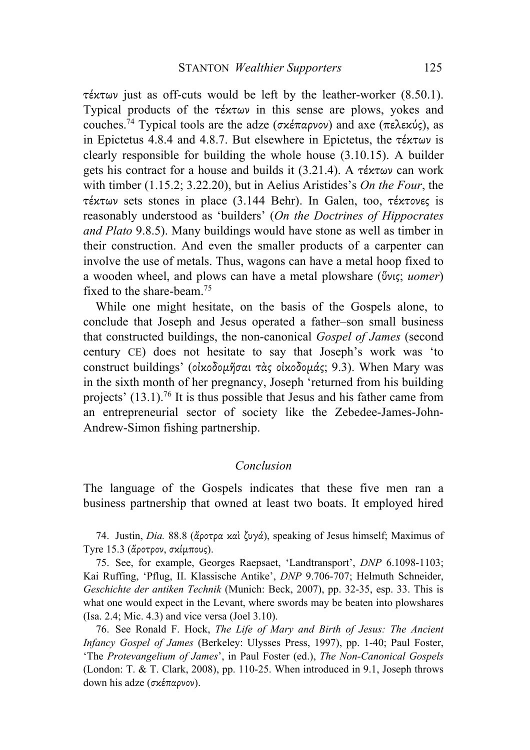τέκτων just as off-cuts would be left by the leather-worker (8.50.1). Typical products of the τέκτων in this sense are plows, yokes and couches.[74] Typical tools are the adze (σκέπαρνον) and axe (πελεκύς), as in Epictetus 4.8.4 and 4.8.7. But elsewhere in Epictetus, the τέκτων is clearly responsible for building the whole house (3.10.15). A builder gets his contract for a house and builds it (3.21.4). A τέκτων can work with timber (1.15.2; 3.22.20), but in Aelius Aristides's *On the Four*, the τέκτων sets stones in place (3.144 Behr). In Galen, too, τέκτονες is reasonably understood as 'builders' (*On the Doctrines of Hippocrates and Plato* 9.8.5). Many buildings would have stone as well as timber in their construction. And even the smaller products of a carpenter can involve the use of metals. Thus, wagons can have a metal hoop fixed to a wooden wheel, and plows can have a metal plowshare (ὕνις; *uomer*) fixed to the share-beam.[75]

While one might hesitate, on the basis of the Gospels alone, to conclude that Joseph and Jesus operated a father–son small business that constructed buildings, the non-canonical *Gospel of James* (second century CE) does not hesitate to say that Joseph's work was 'to construct buildings' (οἰκοδομῆσαι τὰς οἰκοδομάς; 9.3). When Mary was in the sixth month of her pregnancy, Joseph 'returned from his building projects' (13.1).[76] It is thus possible that Jesus and his father came from an entrepreneurial sector of society like the Zebedee-James-John-Andrew-Simon fishing partnership.

## *Conclusion*

The language of the Gospels indicates that these five men ran a business partnership that owned at least two boats. It employed hired

74. Justin, *Dia.* 88.8 (ἄροτρα καὶ ζυγά), speaking of Jesus himself; Maximus of Tyre 15.3 (ἄροτρον, σκίμπους).

75. See, for example, Georges Raepsaet, 'Landtransport', *DNP* 6.1098-1103; Kai Ruffing, 'Pflug, II. Klassische Antike', *DNP* 9.706-707; Helmuth Schneider, *Geschichte der antiken Technik* (Munich: Beck, 2007), pp. 32-35, esp. 33. This is what one would expect in the Levant, where swords may be beaten into plowshares (Isa. 2.4; Mic. 4.3) and vice versa (Joel 3.10).

76. See Ronald F. Hock, *The Life of Mary and Birth of Jesus: The Ancient Infancy Gospel of James* (Berkeley: Ulysses Press, 1997), pp. 1-40; Paul Foster, 'The *Protevangelium of James*', in Paul Foster (ed.), *The Non-Canonical Gospels* (London: T. & T. Clark, 2008), pp. 110-25. When introduced in 9.1, Joseph throws down his adze (σκέπαρνον).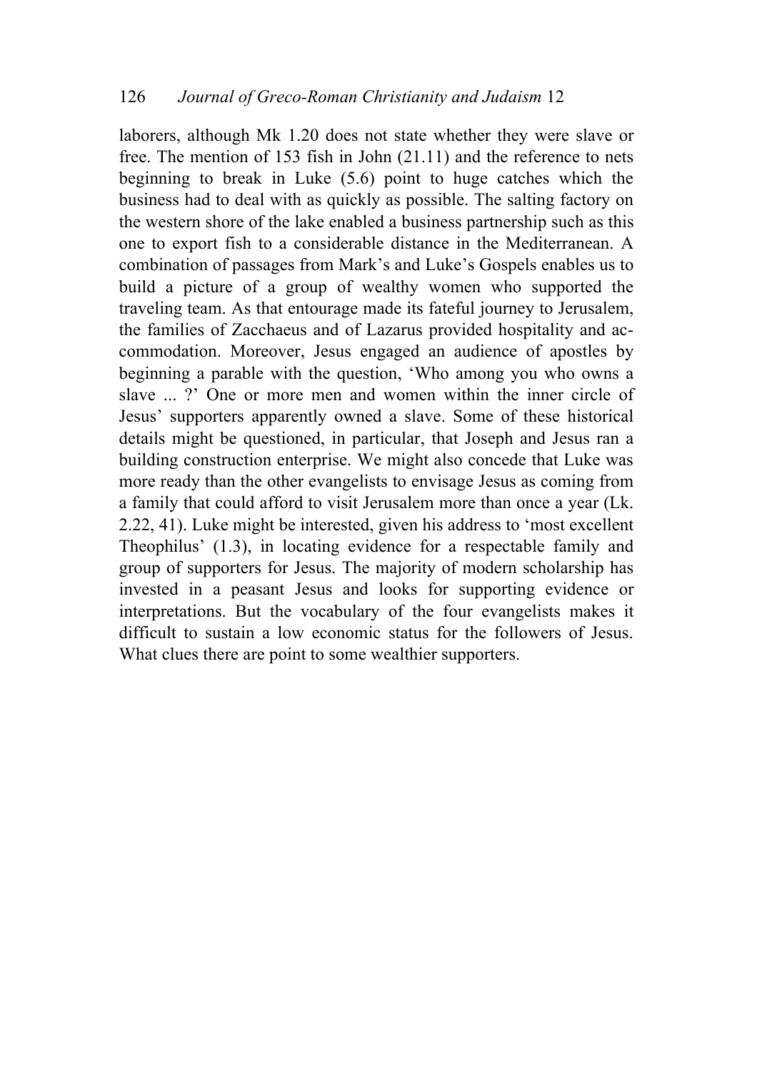laborers, although Mk 1.20 does not state whether they were slave or free. The mention of 153 fish in John (21.11) and the reference to nets beginning to break in Luke (5.6) point to huge catches which the business had to deal with as quickly as possible. The salting factory on the western shore of the lake enabled a business partnership such as this one to export fish to a considerable distance in the Mediterranean. A combination of passages from Mark's and Luke's Gospels enables us to build a picture of a group of wealthy women who supported the traveling team. As that entourage made its fateful journey to Jerusalem, the families of Zacchaeus and of Lazarus provided hospitality and accommodation. Moreover, Jesus engaged an audience of apostles by beginning a parable with the question, 'Who among you who owns a slave ... ?' One or more men and women within the inner circle of Jesus' supporters apparently owned a slave. Some of these historical details might be questioned, in particular, that Joseph and Jesus ran a building construction enterprise. We might also concede that Luke was more ready than the other evangelists to envisage Jesus as coming from a family that could afford to visit Jerusalem more than once a year (Lk. 2.22, 41). Luke might be interested, given his address to 'most excellent Theophilus' (1.3), in locating evidence for a respectable family and group of supporters for Jesus. The majority of modern scholarship has invested in a peasant Jesus and looks for supporting evidence or interpretations. But the vocabulary of the four evangelists makes it difficult to sustain a low economic status for the followers of Jesus. What clues there are point to some wealthier supporters.